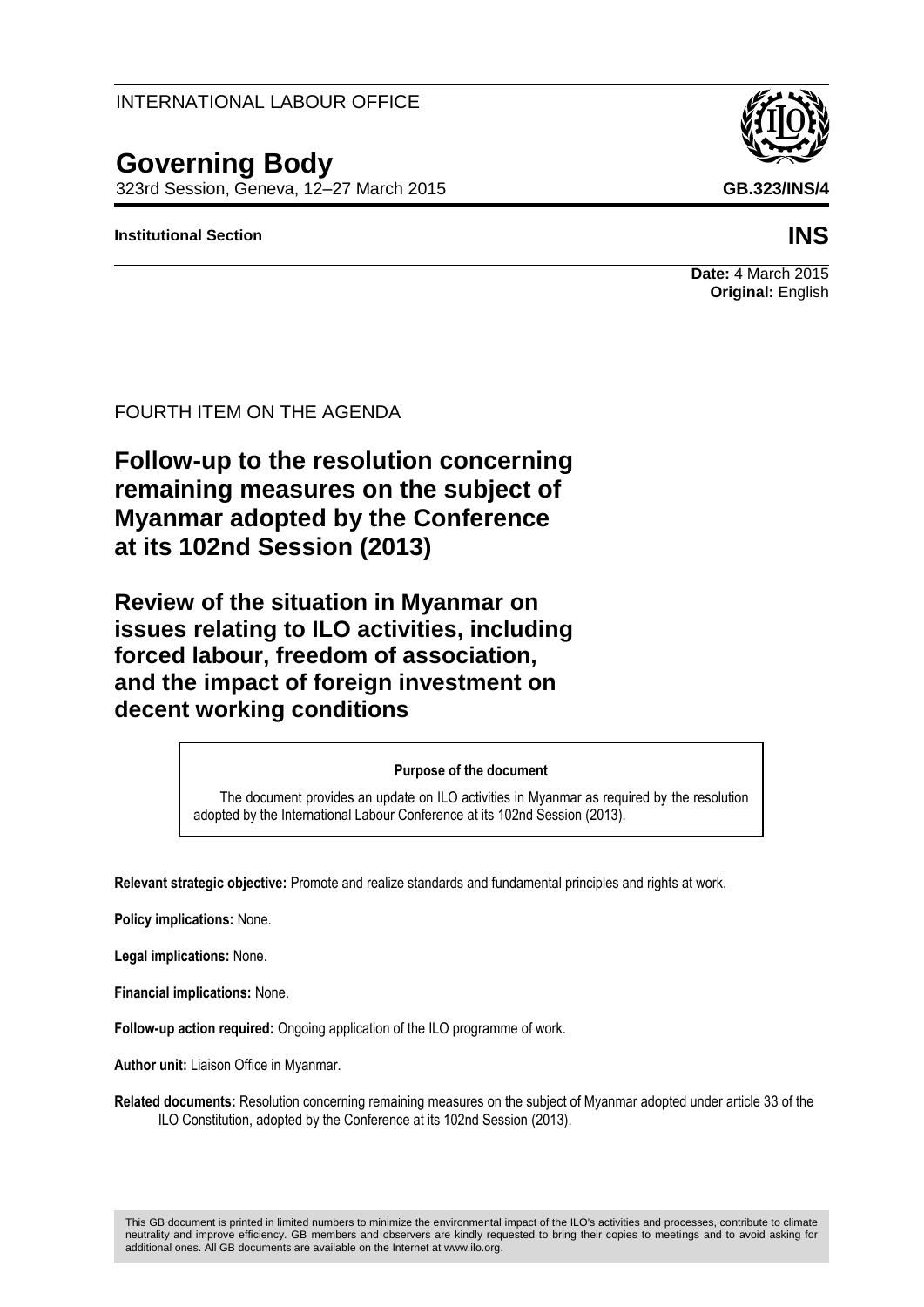INTERNATIONAL LABOUR OFFICE

# Governing Body

323rd Session, Geneva, 12–27 March 2015

**GB.323/INS/4**

**Institutional Section**

**INS**

**Date:** 4 March 2015
**Original:** English

FOURTH ITEM ON THE AGENDA

## Follow-up to the resolution concerning remaining measures on the subject of Myanmar adopted by the Conference at its 102nd Session (2013)

## Review of the situation in Myanmar on issues relating to ILO activities, including forced labour, freedom of association, and the impact of foreign investment on decent working conditions

> **Purpose of the document**
>
> The document provides an update on ILO activities in Myanmar as required by the resolution adopted by the International Labour Conference at its 102nd Session (2013).

**Relevant strategic objective:** Promote and realize standards and fundamental principles and rights at work.

**Policy implications:** None.

**Legal implications:** None.

**Financial implications:** None.

**Follow-up action required:** Ongoing application of the ILO programme of work.

**Author unit:** Liaison Office in Myanmar.

**Related documents:** Resolution concerning remaining measures on the subject of Myanmar adopted under article 33 of the ILO Constitution, adopted by the Conference at its 102nd Session (2013).

This GB document is printed in limited numbers to minimize the environmental impact of the ILO's activities and processes, contribute to climate neutrality and improve efficiency. GB members and observers are kindly requested to bring their copies to meetings and to avoid asking for additional ones. All GB documents are available on the Internet at www.ilo.org.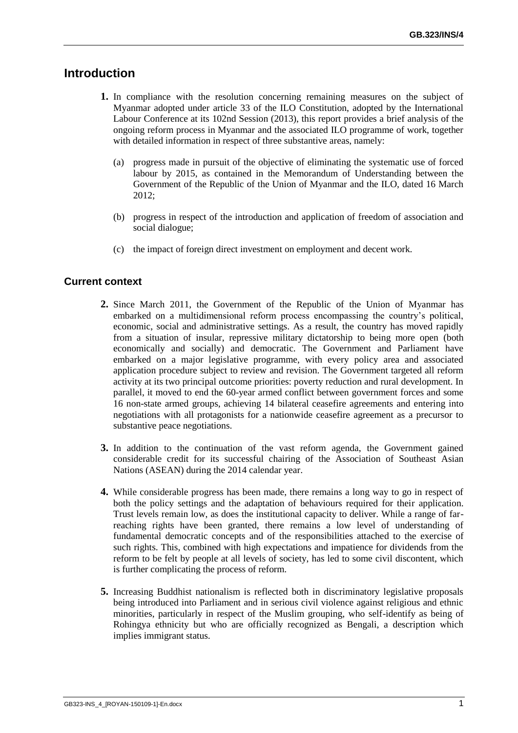## Introduction

**1.** In compliance with the resolution concerning remaining measures on the subject of Myanmar adopted under article 33 of the ILO Constitution, adopted by the International Labour Conference at its 102nd Session (2013), this report provides a brief analysis of the ongoing reform process in Myanmar and the associated ILO programme of work, together with detailed information in respect of three substantive areas, namely:

(a) progress made in pursuit of the objective of eliminating the systematic use of forced labour by 2015, as contained in the Memorandum of Understanding between the Government of the Republic of the Union of Myanmar and the ILO, dated 16 March 2012;

(b) progress in respect of the introduction and application of freedom of association and social dialogue;

(c) the impact of foreign direct investment on employment and decent work.

### Current context

**2.** Since March 2011, the Government of the Republic of the Union of Myanmar has embarked on a multidimensional reform process encompassing the country's political, economic, social and administrative settings. As a result, the country has moved rapidly from a situation of insular, repressive military dictatorship to being more open (both economically and socially) and democratic. The Government and Parliament have embarked on a major legislative programme, with every policy area and associated application procedure subject to review and revision. The Government targeted all reform activity at its two principal outcome priorities: poverty reduction and rural development. In parallel, it moved to end the 60-year armed conflict between government forces and some 16 non-state armed groups, achieving 14 bilateral ceasefire agreements and entering into negotiations with all protagonists for a nationwide ceasefire agreement as a precursor to substantive peace negotiations.

**3.** In addition to the continuation of the vast reform agenda, the Government gained considerable credit for its successful chairing of the Association of Southeast Asian Nations (ASEAN) during the 2014 calendar year.

**4.** While considerable progress has been made, there remains a long way to go in respect of both the policy settings and the adaptation of behaviours required for their application. Trust levels remain low, as does the institutional capacity to deliver. While a range of far-reaching rights have been granted, there remains a low level of understanding of fundamental democratic concepts and of the responsibilities attached to the exercise of such rights. This, combined with high expectations and impatience for dividends from the reform to be felt by people at all levels of society, has led to some civil discontent, which is further complicating the process of reform.

**5.** Increasing Buddhist nationalism is reflected both in discriminatory legislative proposals being introduced into Parliament and in serious civil violence against religious and ethnic minorities, particularly in respect of the Muslim grouping, who self-identify as being of Rohingya ethnicity but who are officially recognized as Bengali, a description which implies immigrant status.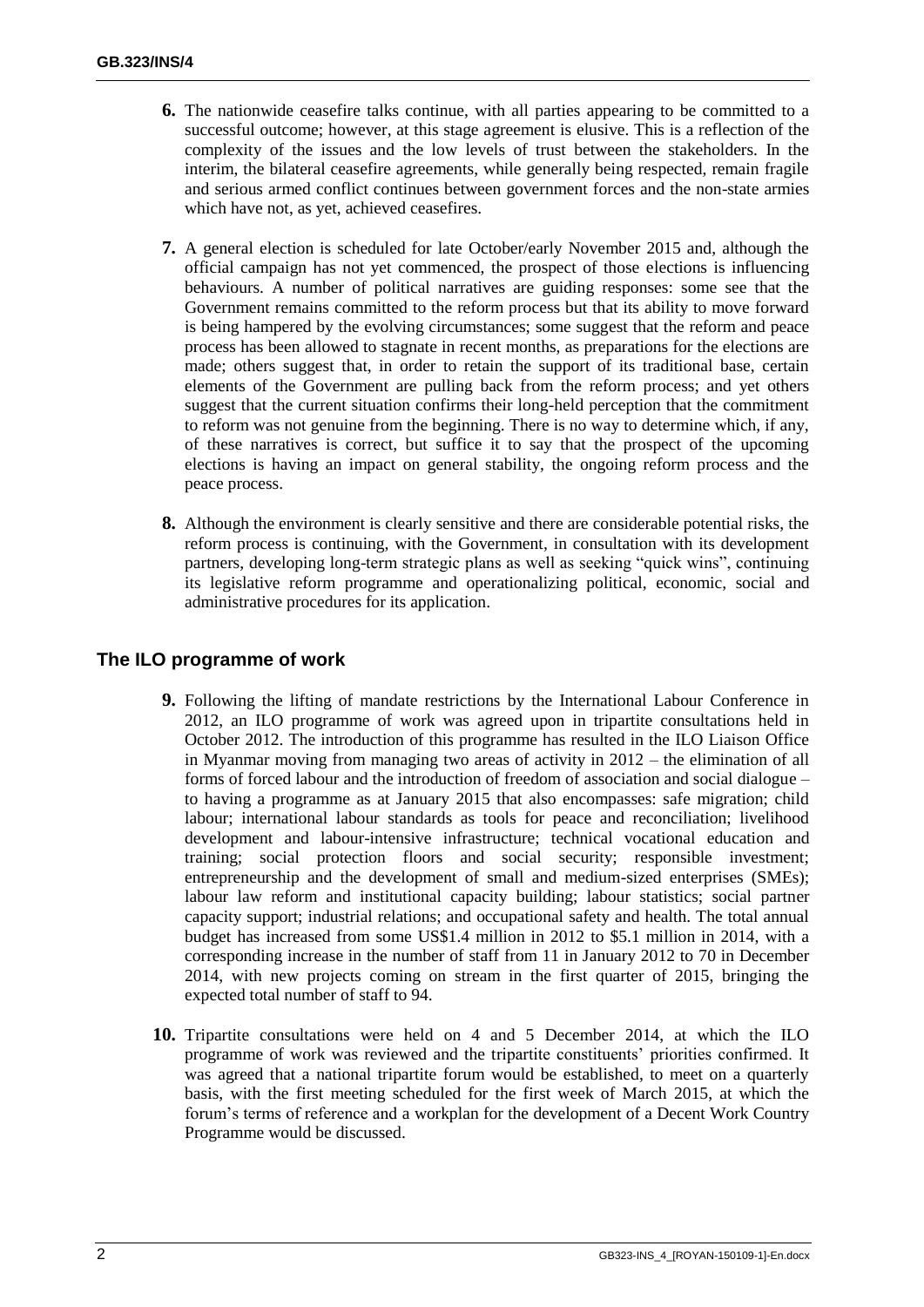**6.** The nationwide ceasefire talks continue, with all parties appearing to be committed to a successful outcome; however, at this stage agreement is elusive. This is a reflection of the complexity of the issues and the low levels of trust between the stakeholders. In the interim, the bilateral ceasefire agreements, while generally being respected, remain fragile and serious armed conflict continues between government forces and the non-state armies which have not, as yet, achieved ceasefires.

**7.** A general election is scheduled for late October/early November 2015 and, although the official campaign has not yet commenced, the prospect of those elections is influencing behaviours. A number of political narratives are guiding responses: some see that the Government remains committed to the reform process but that its ability to move forward is being hampered by the evolving circumstances; some suggest that the reform and peace process has been allowed to stagnate in recent months, as preparations for the elections are made; others suggest that, in order to retain the support of its traditional base, certain elements of the Government are pulling back from the reform process; and yet others suggest that the current situation confirms their long-held perception that the commitment to reform was not genuine from the beginning. There is no way to determine which, if any, of these narratives is correct, but suffice it to say that the prospect of the upcoming elections is having an impact on general stability, the ongoing reform process and the peace process.

**8.** Although the environment is clearly sensitive and there are considerable potential risks, the reform process is continuing, with the Government, in consultation with its development partners, developing long-term strategic plans as well as seeking "quick wins", continuing its legislative reform programme and operationalizing political, economic, social and administrative procedures for its application.

## The ILO programme of work

**9.** Following the lifting of mandate restrictions by the International Labour Conference in 2012, an ILO programme of work was agreed upon in tripartite consultations held in October 2012. The introduction of this programme has resulted in the ILO Liaison Office in Myanmar moving from managing two areas of activity in 2012 – the elimination of all forms of forced labour and the introduction of freedom of association and social dialogue – to having a programme as at January 2015 that also encompasses: safe migration; child labour; international labour standards as tools for peace and reconciliation; livelihood development and labour-intensive infrastructure; technical vocational education and training; social protection floors and social security; responsible investment; entrepreneurship and the development of small and medium-sized enterprises (SMEs); labour law reform and institutional capacity building; labour statistics; social partner capacity support; industrial relations; and occupational safety and health. The total annual budget has increased from some US$1.4 million in 2012 to $5.1 million in 2014, with a corresponding increase in the number of staff from 11 in January 2012 to 70 in December 2014, with new projects coming on stream in the first quarter of 2015, bringing the expected total number of staff to 94.

**10.** Tripartite consultations were held on 4 and 5 December 2014, at which the ILO programme of work was reviewed and the tripartite constituents' priorities confirmed. It was agreed that a national tripartite forum would be established, to meet on a quarterly basis, with the first meeting scheduled for the first week of March 2015, at which the forum's terms of reference and a workplan for the development of a Decent Work Country Programme would be discussed.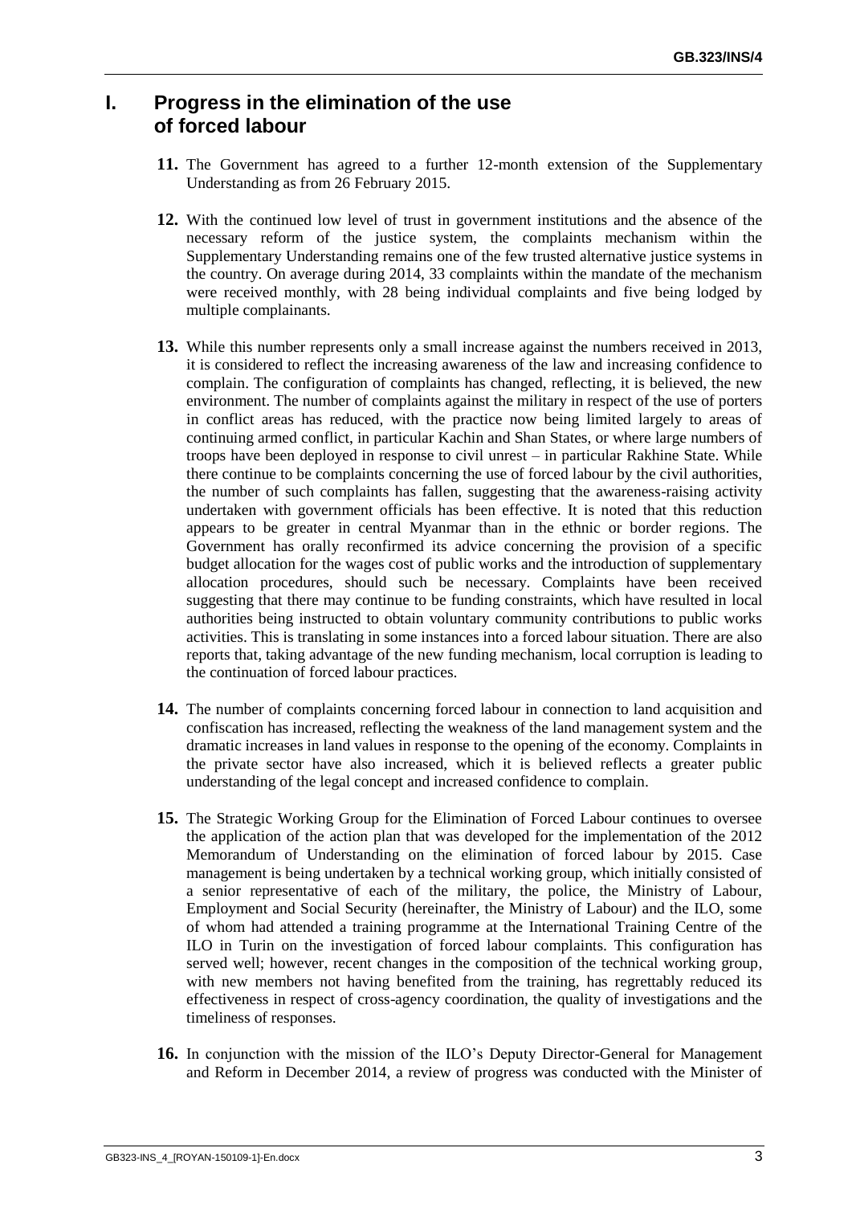## I. Progress in the elimination of the use of forced labour

**11.** The Government has agreed to a further 12-month extension of the Supplementary Understanding as from 26 February 2015.

**12.** With the continued low level of trust in government institutions and the absence of the necessary reform of the justice system, the complaints mechanism within the Supplementary Understanding remains one of the few trusted alternative justice systems in the country. On average during 2014, 33 complaints within the mandate of the mechanism were received monthly, with 28 being individual complaints and five being lodged by multiple complainants.

**13.** While this number represents only a small increase against the numbers received in 2013, it is considered to reflect the increasing awareness of the law and increasing confidence to complain. The configuration of complaints has changed, reflecting, it is believed, the new environment. The number of complaints against the military in respect of the use of porters in conflict areas has reduced, with the practice now being limited largely to areas of continuing armed conflict, in particular Kachin and Shan States, or where large numbers of troops have been deployed in response to civil unrest – in particular Rakhine State. While there continue to be complaints concerning the use of forced labour by the civil authorities, the number of such complaints has fallen, suggesting that the awareness-raising activity undertaken with government officials has been effective. It is noted that this reduction appears to be greater in central Myanmar than in the ethnic or border regions. The Government has orally reconfirmed its advice concerning the provision of a specific budget allocation for the wages cost of public works and the introduction of supplementary allocation procedures, should such be necessary. Complaints have been received suggesting that there may continue to be funding constraints, which have resulted in local authorities being instructed to obtain voluntary community contributions to public works activities. This is translating in some instances into a forced labour situation. There are also reports that, taking advantage of the new funding mechanism, local corruption is leading to the continuation of forced labour practices.

**14.** The number of complaints concerning forced labour in connection to land acquisition and confiscation has increased, reflecting the weakness of the land management system and the dramatic increases in land values in response to the opening of the economy. Complaints in the private sector have also increased, which it is believed reflects a greater public understanding of the legal concept and increased confidence to complain.

**15.** The Strategic Working Group for the Elimination of Forced Labour continues to oversee the application of the action plan that was developed for the implementation of the 2012 Memorandum of Understanding on the elimination of forced labour by 2015. Case management is being undertaken by a technical working group, which initially consisted of a senior representative of each of the military, the police, the Ministry of Labour, Employment and Social Security (hereinafter, the Ministry of Labour) and the ILO, some of whom had attended a training programme at the International Training Centre of the ILO in Turin on the investigation of forced labour complaints. This configuration has served well; however, recent changes in the composition of the technical working group, with new members not having benefited from the training, has regrettably reduced its effectiveness in respect of cross-agency coordination, the quality of investigations and the timeliness of responses.

**16.** In conjunction with the mission of the ILO's Deputy Director-General for Management and Reform in December 2014, a review of progress was conducted with the Minister of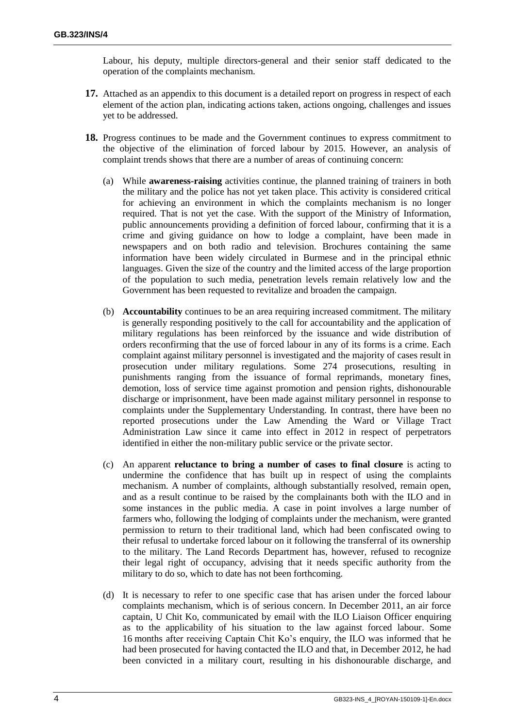Labour, his deputy, multiple directors-general and their senior staff dedicated to the operation of the complaints mechanism.

**17.** Attached as an appendix to this document is a detailed report on progress in respect of each element of the action plan, indicating actions taken, actions ongoing, challenges and issues yet to be addressed.

**18.** Progress continues to be made and the Government continues to express commitment to the objective of the elimination of forced labour by 2015. However, an analysis of complaint trends shows that there are a number of areas of continuing concern:

(a) While **awareness-raising** activities continue, the planned training of trainers in both the military and the police has not yet taken place. This activity is considered critical for achieving an environment in which the complaints mechanism is no longer required. That is not yet the case. With the support of the Ministry of Information, public announcements providing a definition of forced labour, confirming that it is a crime and giving guidance on how to lodge a complaint, have been made in newspapers and on both radio and television. Brochures containing the same information have been widely circulated in Burmese and in the principal ethnic languages. Given the size of the country and the limited access of the large proportion of the population to such media, penetration levels remain relatively low and the Government has been requested to revitalize and broaden the campaign.

(b) **Accountability** continues to be an area requiring increased commitment. The military is generally responding positively to the call for accountability and the application of military regulations has been reinforced by the issuance and wide distribution of orders reconfirming that the use of forced labour in any of its forms is a crime. Each complaint against military personnel is investigated and the majority of cases result in prosecution under military regulations. Some 274 prosecutions, resulting in punishments ranging from the issuance of formal reprimands, monetary fines, demotion, loss of service time against promotion and pension rights, dishonourable discharge or imprisonment, have been made against military personnel in response to complaints under the Supplementary Understanding. In contrast, there have been no reported prosecutions under the Law Amending the Ward or Village Tract Administration Law since it came into effect in 2012 in respect of perpetrators identified in either the non-military public service or the private sector.

(c) An apparent **reluctance to bring a number of cases to final closure** is acting to undermine the confidence that has built up in respect of using the complaints mechanism. A number of complaints, although substantially resolved, remain open, and as a result continue to be raised by the complainants both with the ILO and in some instances in the public media. A case in point involves a large number of farmers who, following the lodging of complaints under the mechanism, were granted permission to return to their traditional land, which had been confiscated owing to their refusal to undertake forced labour on it following the transferral of its ownership to the military. The Land Records Department has, however, refused to recognize their legal right of occupancy, advising that it needs specific authority from the military to do so, which to date has not been forthcoming.

(d) It is necessary to refer to one specific case that has arisen under the forced labour complaints mechanism, which is of serious concern. In December 2011, an air force captain, U Chit Ko, communicated by email with the ILO Liaison Officer enquiring as to the applicability of his situation to the law against forced labour. Some 16 months after receiving Captain Chit Ko's enquiry, the ILO was informed that he had been prosecuted for having contacted the ILO and that, in December 2012, he had been convicted in a military court, resulting in his dishonourable discharge, and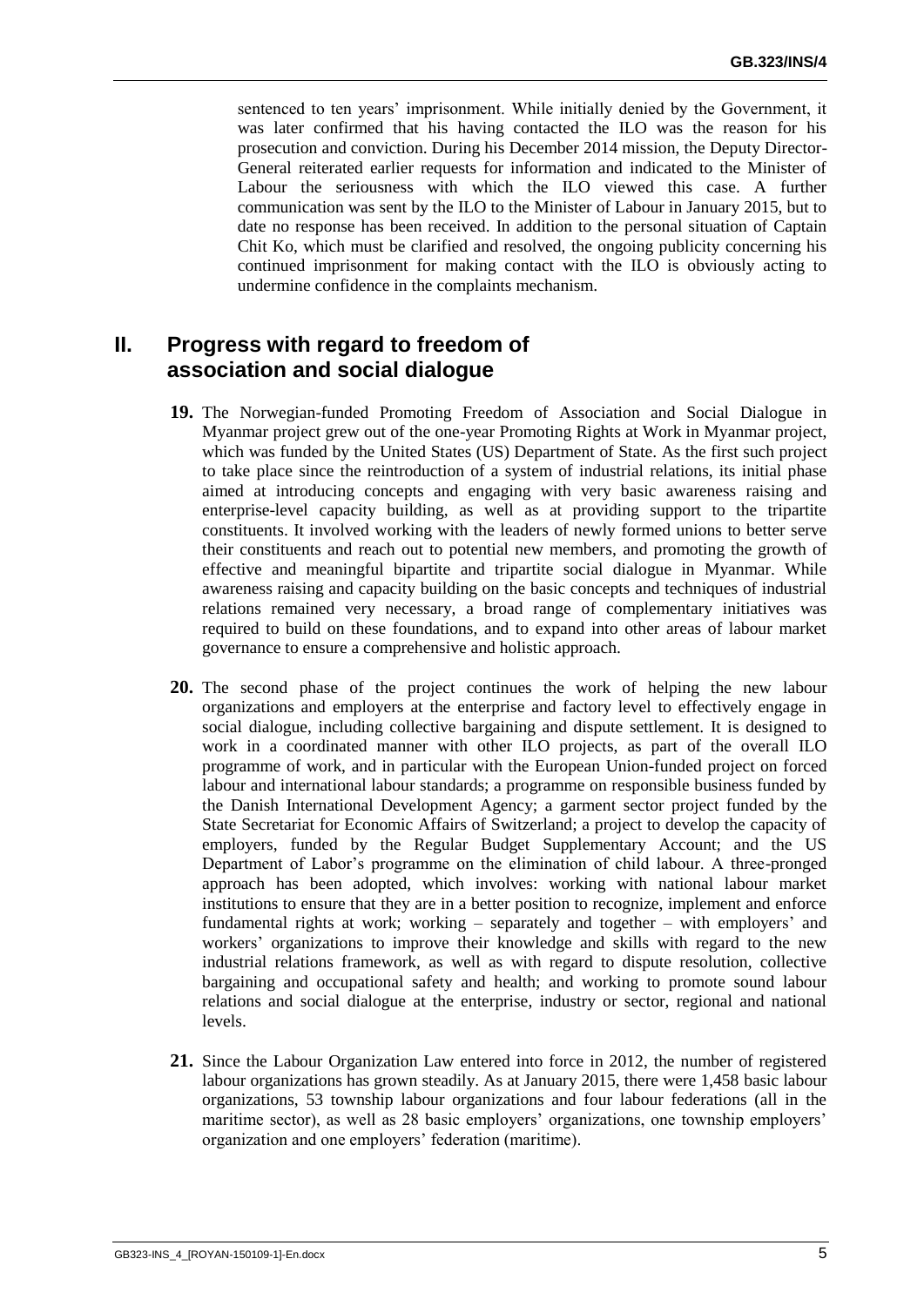sentenced to ten years' imprisonment. While initially denied by the Government, it was later confirmed that his having contacted the ILO was the reason for his prosecution and conviction. During his December 2014 mission, the Deputy Director-General reiterated earlier requests for information and indicated to the Minister of Labour the seriousness with which the ILO viewed this case. A further communication was sent by the ILO to the Minister of Labour in January 2015, but to date no response has been received. In addition to the personal situation of Captain Chit Ko, which must be clarified and resolved, the ongoing publicity concerning his continued imprisonment for making contact with the ILO is obviously acting to undermine confidence in the complaints mechanism.

## II. Progress with regard to freedom of association and social dialogue

**19.** The Norwegian-funded Promoting Freedom of Association and Social Dialogue in Myanmar project grew out of the one-year Promoting Rights at Work in Myanmar project, which was funded by the United States (US) Department of State. As the first such project to take place since the reintroduction of a system of industrial relations, its initial phase aimed at introducing concepts and engaging with very basic awareness raising and enterprise-level capacity building, as well as at providing support to the tripartite constituents. It involved working with the leaders of newly formed unions to better serve their constituents and reach out to potential new members, and promoting the growth of effective and meaningful bipartite and tripartite social dialogue in Myanmar. While awareness raising and capacity building on the basic concepts and techniques of industrial relations remained very necessary, a broad range of complementary initiatives was required to build on these foundations, and to expand into other areas of labour market governance to ensure a comprehensive and holistic approach.

**20.** The second phase of the project continues the work of helping the new labour organizations and employers at the enterprise and factory level to effectively engage in social dialogue, including collective bargaining and dispute settlement. It is designed to work in a coordinated manner with other ILO projects, as part of the overall ILO programme of work, and in particular with the European Union-funded project on forced labour and international labour standards; a programme on responsible business funded by the Danish International Development Agency; a garment sector project funded by the State Secretariat for Economic Affairs of Switzerland; a project to develop the capacity of employers, funded by the Regular Budget Supplementary Account; and the US Department of Labor's programme on the elimination of child labour. A three-pronged approach has been adopted, which involves: working with national labour market institutions to ensure that they are in a better position to recognize, implement and enforce fundamental rights at work; working – separately and together – with employers' and workers' organizations to improve their knowledge and skills with regard to the new industrial relations framework, as well as with regard to dispute resolution, collective bargaining and occupational safety and health; and working to promote sound labour relations and social dialogue at the enterprise, industry or sector, regional and national levels.

**21.** Since the Labour Organization Law entered into force in 2012, the number of registered labour organizations has grown steadily. As at January 2015, there were 1,458 basic labour organizations, 53 township labour organizations and four labour federations (all in the maritime sector), as well as 28 basic employers' organizations, one township employers' organization and one employers' federation (maritime).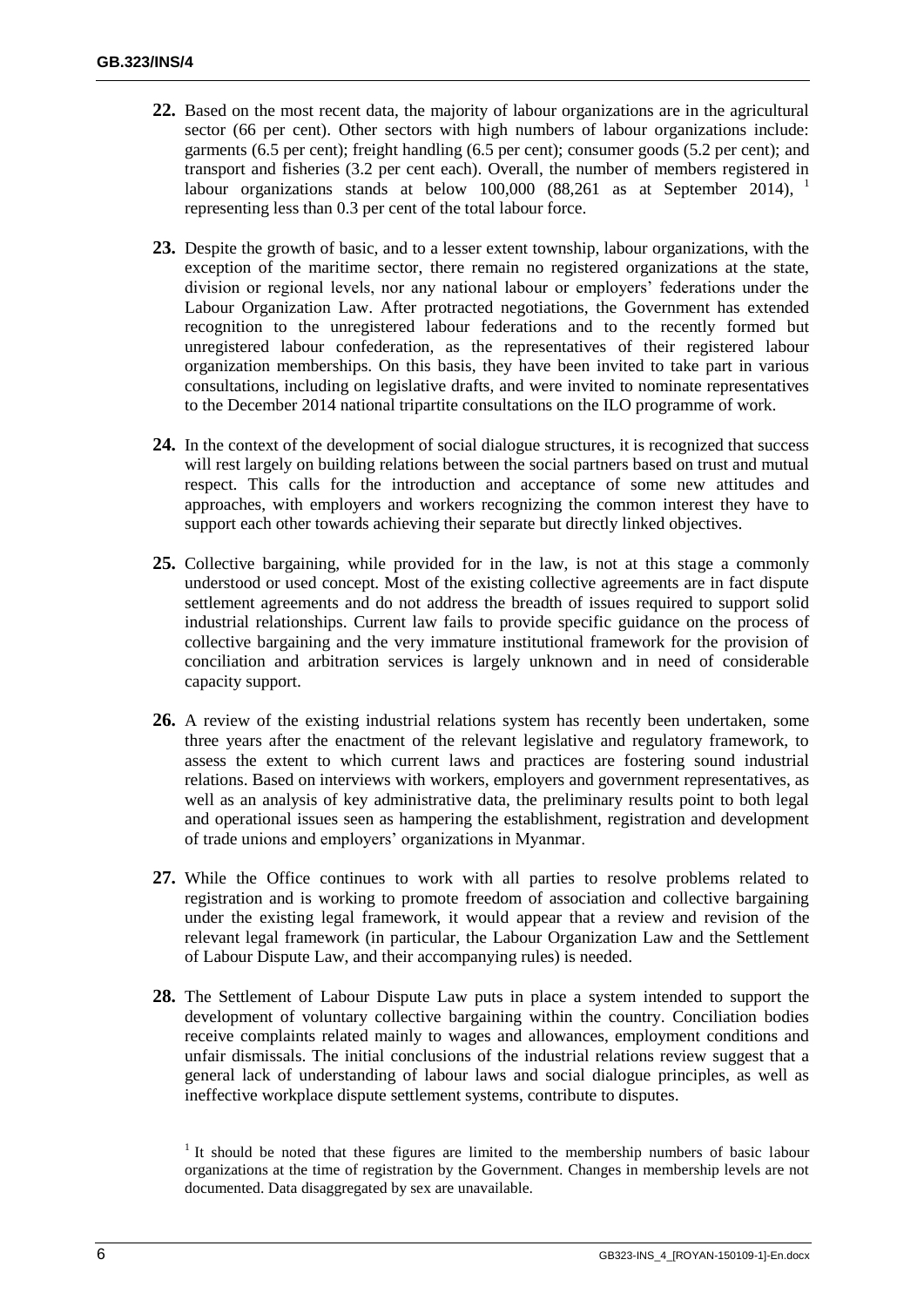**22.** Based on the most recent data, the majority of labour organizations are in the agricultural sector (66 per cent). Other sectors with high numbers of labour organizations include: garments (6.5 per cent); freight handling (6.5 per cent); consumer goods (5.2 per cent); and transport and fisheries (3.2 per cent each). Overall, the number of members registered in labour organizations stands at below 100,000 (88,261 as at September 2014), [1] representing less than 0.3 per cent of the total labour force.

**23.** Despite the growth of basic, and to a lesser extent township, labour organizations, with the exception of the maritime sector, there remain no registered organizations at the state, division or regional levels, nor any national labour or employers' federations under the Labour Organization Law. After protracted negotiations, the Government has extended recognition to the unregistered labour federations and to the recently formed but unregistered labour confederation, as the representatives of their registered labour organization memberships. On this basis, they have been invited to take part in various consultations, including on legislative drafts, and were invited to nominate representatives to the December 2014 national tripartite consultations on the ILO programme of work.

**24.** In the context of the development of social dialogue structures, it is recognized that success will rest largely on building relations between the social partners based on trust and mutual respect. This calls for the introduction and acceptance of some new attitudes and approaches, with employers and workers recognizing the common interest they have to support each other towards achieving their separate but directly linked objectives.

**25.** Collective bargaining, while provided for in the law, is not at this stage a commonly understood or used concept. Most of the existing collective agreements are in fact dispute settlement agreements and do not address the breadth of issues required to support solid industrial relationships. Current law fails to provide specific guidance on the process of collective bargaining and the very immature institutional framework for the provision of conciliation and arbitration services is largely unknown and in need of considerable capacity support.

**26.** A review of the existing industrial relations system has recently been undertaken, some three years after the enactment of the relevant legislative and regulatory framework, to assess the extent to which current laws and practices are fostering sound industrial relations. Based on interviews with workers, employers and government representatives, as well as an analysis of key administrative data, the preliminary results point to both legal and operational issues seen as hampering the establishment, registration and development of trade unions and employers' organizations in Myanmar.

**27.** While the Office continues to work with all parties to resolve problems related to registration and is working to promote freedom of association and collective bargaining under the existing legal framework, it would appear that a review and revision of the relevant legal framework (in particular, the Labour Organization Law and the Settlement of Labour Dispute Law, and their accompanying rules) is needed.

**28.** The Settlement of Labour Dispute Law puts in place a system intended to support the development of voluntary collective bargaining within the country. Conciliation bodies receive complaints related mainly to wages and allowances, employment conditions and unfair dismissals. The initial conclusions of the industrial relations review suggest that a general lack of understanding of labour laws and social dialogue principles, as well as ineffective workplace dispute settlement systems, contribute to disputes.

[1] It should be noted that these figures are limited to the membership numbers of basic labour organizations at the time of registration by the Government. Changes in membership levels are not documented. Data disaggregated by sex are unavailable.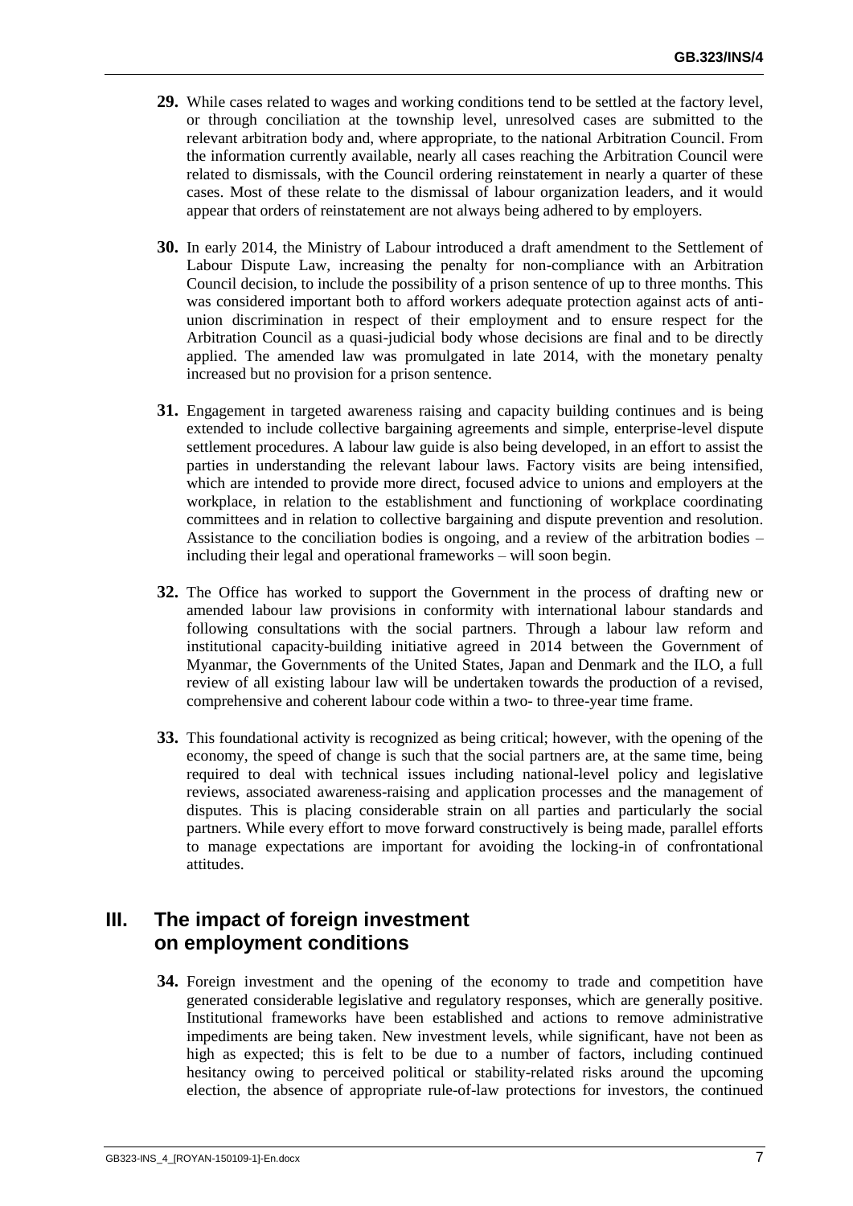**29.** While cases related to wages and working conditions tend to be settled at the factory level, or through conciliation at the township level, unresolved cases are submitted to the relevant arbitration body and, where appropriate, to the national Arbitration Council. From the information currently available, nearly all cases reaching the Arbitration Council were related to dismissals, with the Council ordering reinstatement in nearly a quarter of these cases. Most of these relate to the dismissal of labour organization leaders, and it would appear that orders of reinstatement are not always being adhered to by employers.

**30.** In early 2014, the Ministry of Labour introduced a draft amendment to the Settlement of Labour Dispute Law, increasing the penalty for non-compliance with an Arbitration Council decision, to include the possibility of a prison sentence of up to three months. This was considered important both to afford workers adequate protection against acts of anti-union discrimination in respect of their employment and to ensure respect for the Arbitration Council as a quasi-judicial body whose decisions are final and to be directly applied. The amended law was promulgated in late 2014, with the monetary penalty increased but no provision for a prison sentence.

**31.** Engagement in targeted awareness raising and capacity building continues and is being extended to include collective bargaining agreements and simple, enterprise-level dispute settlement procedures. A labour law guide is also being developed, in an effort to assist the parties in understanding the relevant labour laws. Factory visits are being intensified, which are intended to provide more direct, focused advice to unions and employers at the workplace, in relation to the establishment and functioning of workplace coordinating committees and in relation to collective bargaining and dispute prevention and resolution. Assistance to the conciliation bodies is ongoing, and a review of the arbitration bodies – including their legal and operational frameworks – will soon begin.

**32.** The Office has worked to support the Government in the process of drafting new or amended labour law provisions in conformity with international labour standards and following consultations with the social partners. Through a labour law reform and institutional capacity-building initiative agreed in 2014 between the Government of Myanmar, the Governments of the United States, Japan and Denmark and the ILO, a full review of all existing labour law will be undertaken towards the production of a revised, comprehensive and coherent labour code within a two- to three-year time frame.

**33.** This foundational activity is recognized as being critical; however, with the opening of the economy, the speed of change is such that the social partners are, at the same time, being required to deal with technical issues including national-level policy and legislative reviews, associated awareness-raising and application processes and the management of disputes. This is placing considerable strain on all parties and particularly the social partners. While every effort to move forward constructively is being made, parallel efforts to manage expectations are important for avoiding the locking-in of confrontational attitudes.

## III. The impact of foreign investment on employment conditions

**34.** Foreign investment and the opening of the economy to trade and competition have generated considerable legislative and regulatory responses, which are generally positive. Institutional frameworks have been established and actions to remove administrative impediments are being taken. New investment levels, while significant, have not been as high as expected; this is felt to be due to a number of factors, including continued hesitancy owing to perceived political or stability-related risks around the upcoming election, the absence of appropriate rule-of-law protections for investors, the continued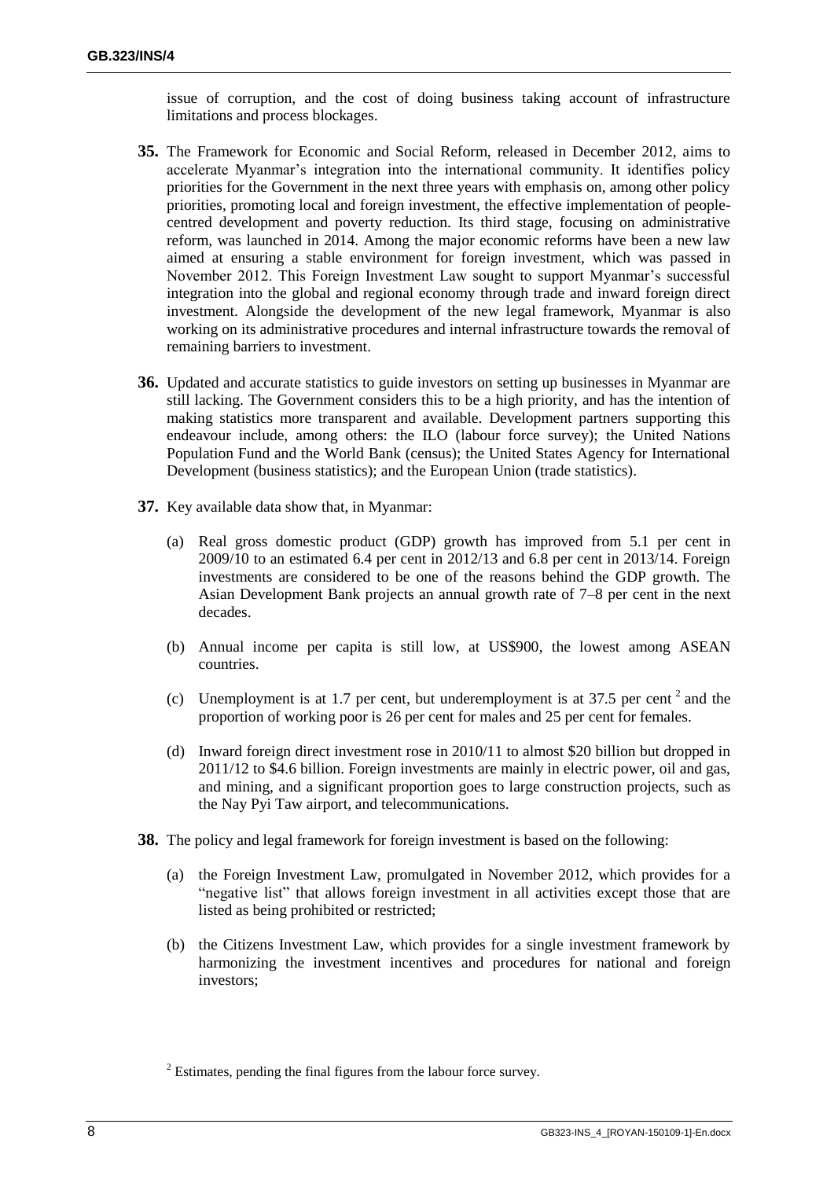issue of corruption, and the cost of doing business taking account of infrastructure limitations and process blockages.

**35.** The Framework for Economic and Social Reform, released in December 2012, aims to accelerate Myanmar's integration into the international community. It identifies policy priorities for the Government in the next three years with emphasis on, among other policy priorities, promoting local and foreign investment, the effective implementation of people-centred development and poverty reduction. Its third stage, focusing on administrative reform, was launched in 2014. Among the major economic reforms have been a new law aimed at ensuring a stable environment for foreign investment, which was passed in November 2012. This Foreign Investment Law sought to support Myanmar's successful integration into the global and regional economy through trade and inward foreign direct investment. Alongside the development of the new legal framework, Myanmar is also working on its administrative procedures and internal infrastructure towards the removal of remaining barriers to investment.

**36.** Updated and accurate statistics to guide investors on setting up businesses in Myanmar are still lacking. The Government considers this to be a high priority, and has the intention of making statistics more transparent and available. Development partners supporting this endeavour include, among others: the ILO (labour force survey); the United Nations Population Fund and the World Bank (census); the United States Agency for International Development (business statistics); and the European Union (trade statistics).

**37.** Key available data show that, in Myanmar:

(a) Real gross domestic product (GDP) growth has improved from 5.1 per cent in 2009/10 to an estimated 6.4 per cent in 2012/13 and 6.8 per cent in 2013/14. Foreign investments are considered to be one of the reasons behind the GDP growth. The Asian Development Bank projects an annual growth rate of 7–8 per cent in the next decades.

(b) Annual income per capita is still low, at US$900, the lowest among ASEAN countries.

(c) Unemployment is at 1.7 per cent, but underemployment is at 37.5 per cent [2] and the proportion of working poor is 26 per cent for males and 25 per cent for females.

(d) Inward foreign direct investment rose in 2010/11 to almost $20 billion but dropped in 2011/12 to $4.6 billion. Foreign investments are mainly in electric power, oil and gas, and mining, and a significant proportion goes to large construction projects, such as the Nay Pyi Taw airport, and telecommunications.

**38.** The policy and legal framework for foreign investment is based on the following:

(a) the Foreign Investment Law, promulgated in November 2012, which provides for a "negative list" that allows foreign investment in all activities except those that are listed as being prohibited or restricted;

(b) the Citizens Investment Law, which provides for a single investment framework by harmonizing the investment incentives and procedures for national and foreign investors;

[2] Estimates, pending the final figures from the labour force survey.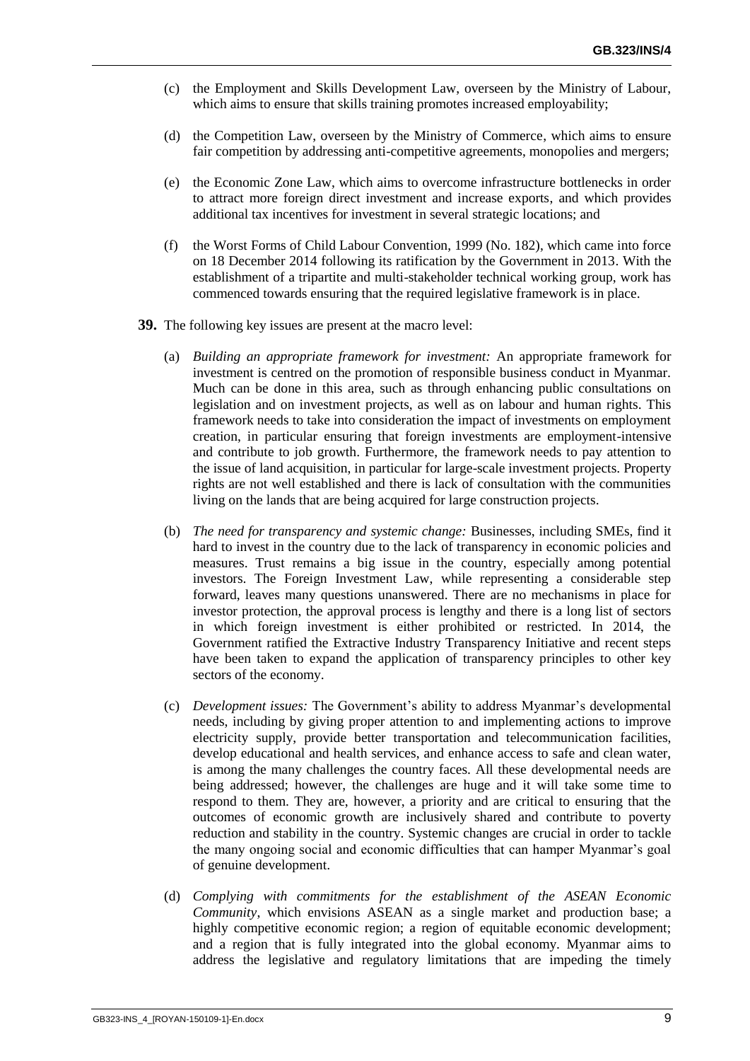(c) the Employment and Skills Development Law, overseen by the Ministry of Labour, which aims to ensure that skills training promotes increased employability;

(d) the Competition Law, overseen by the Ministry of Commerce, which aims to ensure fair competition by addressing anti-competitive agreements, monopolies and mergers;

(e) the Economic Zone Law, which aims to overcome infrastructure bottlenecks in order to attract more foreign direct investment and increase exports, and which provides additional tax incentives for investment in several strategic locations; and

(f) the Worst Forms of Child Labour Convention, 1999 (No. 182), which came into force on 18 December 2014 following its ratification by the Government in 2013. With the establishment of a tripartite and multi-stakeholder technical working group, work has commenced towards ensuring that the required legislative framework is in place.

**39.** The following key issues are present at the macro level:

(a) *Building an appropriate framework for investment:* An appropriate framework for investment is centred on the promotion of responsible business conduct in Myanmar. Much can be done in this area, such as through enhancing public consultations on legislation and on investment projects, as well as on labour and human rights. This framework needs to take into consideration the impact of investments on employment creation, in particular ensuring that foreign investments are employment-intensive and contribute to job growth. Furthermore, the framework needs to pay attention to the issue of land acquisition, in particular for large-scale investment projects. Property rights are not well established and there is lack of consultation with the communities living on the lands that are being acquired for large construction projects.

(b) *The need for transparency and systemic change:* Businesses, including SMEs, find it hard to invest in the country due to the lack of transparency in economic policies and measures. Trust remains a big issue in the country, especially among potential investors. The Foreign Investment Law, while representing a considerable step forward, leaves many questions unanswered. There are no mechanisms in place for investor protection, the approval process is lengthy and there is a long list of sectors in which foreign investment is either prohibited or restricted. In 2014, the Government ratified the Extractive Industry Transparency Initiative and recent steps have been taken to expand the application of transparency principles to other key sectors of the economy.

(c) *Development issues:* The Government's ability to address Myanmar's developmental needs, including by giving proper attention to and implementing actions to improve electricity supply, provide better transportation and telecommunication facilities, develop educational and health services, and enhance access to safe and clean water, is among the many challenges the country faces. All these developmental needs are being addressed; however, the challenges are huge and it will take some time to respond to them. They are, however, a priority and are critical to ensuring that the outcomes of economic growth are inclusively shared and contribute to poverty reduction and stability in the country. Systemic changes are crucial in order to tackle the many ongoing social and economic difficulties that can hamper Myanmar's goal of genuine development.

(d) *Complying with commitments for the establishment of the ASEAN Economic Community*, which envisions ASEAN as a single market and production base; a highly competitive economic region; a region of equitable economic development; and a region that is fully integrated into the global economy. Myanmar aims to address the legislative and regulatory limitations that are impeding the timely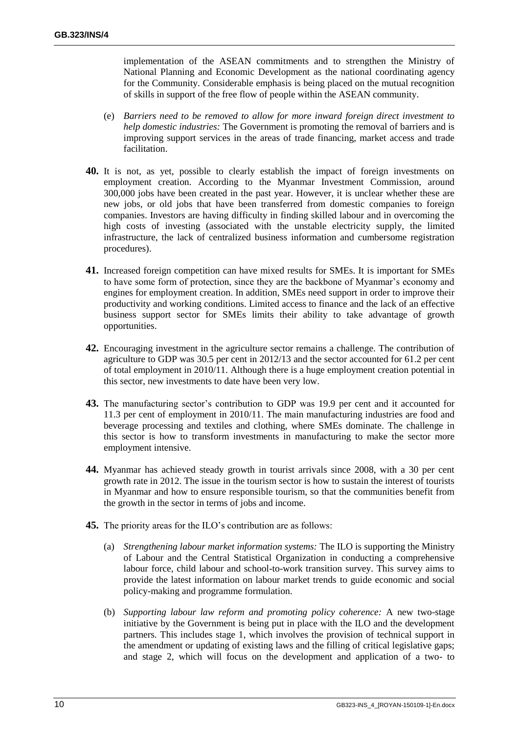implementation of the ASEAN commitments and to strengthen the Ministry of National Planning and Economic Development as the national coordinating agency for the Community. Considerable emphasis is being placed on the mutual recognition of skills in support of the free flow of people within the ASEAN community.

(e) *Barriers need to be removed to allow for more inward foreign direct investment to help domestic industries:* The Government is promoting the removal of barriers and is improving support services in the areas of trade financing, market access and trade facilitation.

**40.** It is not, as yet, possible to clearly establish the impact of foreign investments on employment creation. According to the Myanmar Investment Commission, around 300,000 jobs have been created in the past year. However, it is unclear whether these are new jobs, or old jobs that have been transferred from domestic companies to foreign companies. Investors are having difficulty in finding skilled labour and in overcoming the high costs of investing (associated with the unstable electricity supply, the limited infrastructure, the lack of centralized business information and cumbersome registration procedures).

**41.** Increased foreign competition can have mixed results for SMEs. It is important for SMEs to have some form of protection, since they are the backbone of Myanmar's economy and engines for employment creation. In addition, SMEs need support in order to improve their productivity and working conditions. Limited access to finance and the lack of an effective business support sector for SMEs limits their ability to take advantage of growth opportunities.

**42.** Encouraging investment in the agriculture sector remains a challenge. The contribution of agriculture to GDP was 30.5 per cent in 2012/13 and the sector accounted for 61.2 per cent of total employment in 2010/11. Although there is a huge employment creation potential in this sector, new investments to date have been very low.

**43.** The manufacturing sector's contribution to GDP was 19.9 per cent and it accounted for 11.3 per cent of employment in 2010/11. The main manufacturing industries are food and beverage processing and textiles and clothing, where SMEs dominate. The challenge in this sector is how to transform investments in manufacturing to make the sector more employment intensive.

**44.** Myanmar has achieved steady growth in tourist arrivals since 2008, with a 30 per cent growth rate in 2012. The issue in the tourism sector is how to sustain the interest of tourists in Myanmar and how to ensure responsible tourism, so that the communities benefit from the growth in the sector in terms of jobs and income.

**45.** The priority areas for the ILO's contribution are as follows:

(a) *Strengthening labour market information systems:* The ILO is supporting the Ministry of Labour and the Central Statistical Organization in conducting a comprehensive labour force, child labour and school-to-work transition survey. This survey aims to provide the latest information on labour market trends to guide economic and social policy-making and programme formulation.

(b) *Supporting labour law reform and promoting policy coherence:* A new two-stage initiative by the Government is being put in place with the ILO and the development partners. This includes stage 1, which involves the provision of technical support in the amendment or updating of existing laws and the filling of critical legislative gaps; and stage 2, which will focus on the development and application of a two- to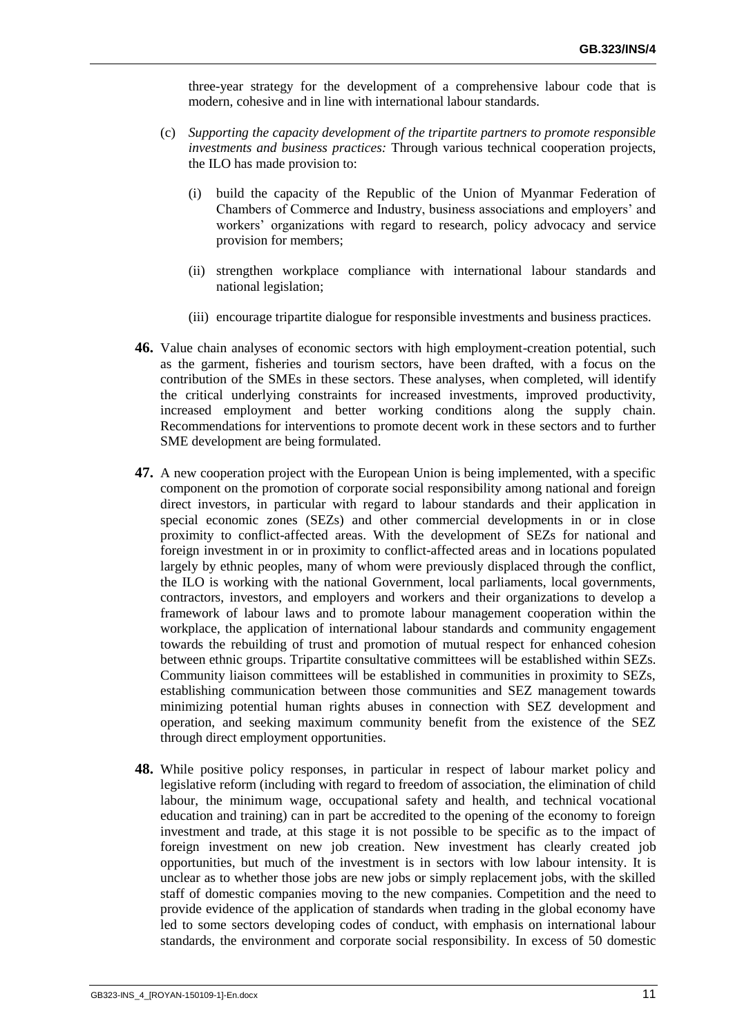three-year strategy for the development of a comprehensive labour code that is modern, cohesive and in line with international labour standards.

(c) *Supporting the capacity development of the tripartite partners to promote responsible investments and business practices:* Through various technical cooperation projects, the ILO has made provision to:

   (i) build the capacity of the Republic of the Union of Myanmar Federation of Chambers of Commerce and Industry, business associations and employers' and workers' organizations with regard to research, policy advocacy and service provision for members;

   (ii) strengthen workplace compliance with international labour standards and national legislation;

   (iii) encourage tripartite dialogue for responsible investments and business practices.

**46.** Value chain analyses of economic sectors with high employment-creation potential, such as the garment, fisheries and tourism sectors, have been drafted, with a focus on the contribution of the SMEs in these sectors. These analyses, when completed, will identify the critical underlying constraints for increased investments, improved productivity, increased employment and better working conditions along the supply chain. Recommendations for interventions to promote decent work in these sectors and to further SME development are being formulated.

**47.** A new cooperation project with the European Union is being implemented, with a specific component on the promotion of corporate social responsibility among national and foreign direct investors, in particular with regard to labour standards and their application in special economic zones (SEZs) and other commercial developments in or in close proximity to conflict-affected areas. With the development of SEZs for national and foreign investment in or in proximity to conflict-affected areas and in locations populated largely by ethnic peoples, many of whom were previously displaced through the conflict, the ILO is working with the national Government, local parliaments, local governments, contractors, investors, and employers and workers and their organizations to develop a framework of labour laws and to promote labour management cooperation within the workplace, the application of international labour standards and community engagement towards the rebuilding of trust and promotion of mutual respect for enhanced cohesion between ethnic groups. Tripartite consultative committees will be established within SEZs. Community liaison committees will be established in communities in proximity to SEZs, establishing communication between those communities and SEZ management towards minimizing potential human rights abuses in connection with SEZ development and operation, and seeking maximum community benefit from the existence of the SEZ through direct employment opportunities.

**48.** While positive policy responses, in particular in respect of labour market policy and legislative reform (including with regard to freedom of association, the elimination of child labour, the minimum wage, occupational safety and health, and technical vocational education and training) can in part be accredited to the opening of the economy to foreign investment and trade, at this stage it is not possible to be specific as to the impact of foreign investment on new job creation. New investment has clearly created job opportunities, but much of the investment is in sectors with low labour intensity. It is unclear as to whether those jobs are new jobs or simply replacement jobs, with the skilled staff of domestic companies moving to the new companies. Competition and the need to provide evidence of the application of standards when trading in the global economy have led to some sectors developing codes of conduct, with emphasis on international labour standards, the environment and corporate social responsibility. In excess of 50 domestic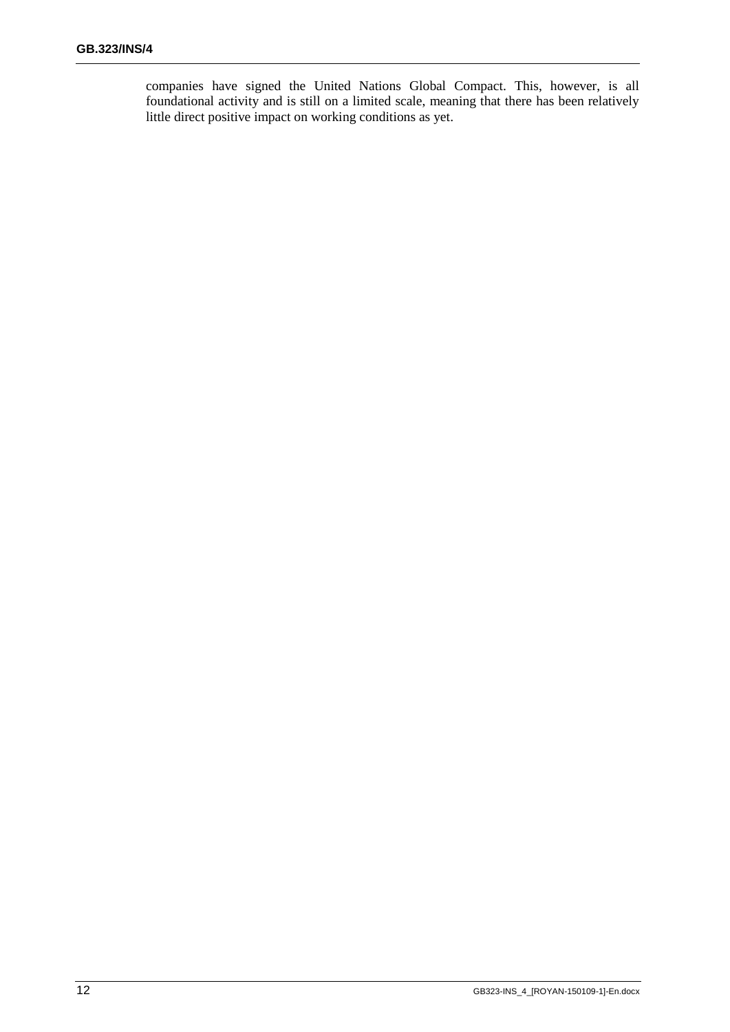companies have signed the United Nations Global Compact. This, however, is all foundational activity and is still on a limited scale, meaning that there has been relatively little direct positive impact on working conditions as yet.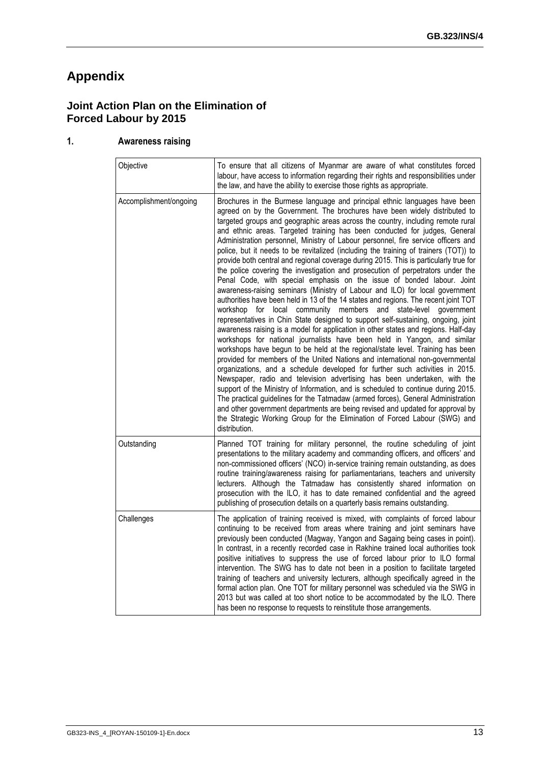# Appendix

## Joint Action Plan on the Elimination of Forced Labour by 2015

### 1. Awareness raising

| | |
|---|---|
| Objective | To ensure that all citizens of Myanmar are aware of what constitutes forced labour, have access to information regarding their rights and responsibilities under the law, and have the ability to exercise those rights as appropriate. |
| Accomplishment/ongoing | Brochures in the Burmese language and principal ethnic languages have been agreed on by the Government. The brochures have been widely distributed to targeted groups and geographic areas across the country, including remote rural and ethnic areas. Targeted training has been conducted for judges, General Administration personnel, Ministry of Labour personnel, fire service officers and police, but it needs to be revitalized (including the training of trainers (TOT)) to provide both central and regional coverage during 2015. This is particularly true for the police covering the investigation and prosecution of perpetrators under the Penal Code, with special emphasis on the issue of bonded labour. Joint awareness-raising seminars (Ministry of Labour and ILO) for local government authorities have been held in 13 of the 14 states and regions. The recent joint TOT workshop for local community members and state-level government representatives in Chin State designed to support self-sustaining, ongoing, joint awareness raising is a model for application in other states and regions. Half-day workshops for national journalists have been held in Yangon, and similar workshops have begun to be held at the regional/state level. Training has been provided for members of the United Nations and international non-governmental organizations, and a schedule developed for further such activities in 2015. Newspaper, radio and television advertising has been undertaken, with the support of the Ministry of Information, and is scheduled to continue during 2015. The practical guidelines for the Tatmadaw (armed forces), General Administration and other government departments are being revised and updated for approval by the Strategic Working Group for the Elimination of Forced Labour (SWG) and distribution. |
| Outstanding | Planned TOT training for military personnel, the routine scheduling of joint presentations to the military academy and commanding officers, and officers' and non-commissioned officers' (NCO) in-service training remain outstanding, as does routine training/awareness raising for parliamentarians, teachers and university lecturers. Although the Tatmadaw has consistently shared information on prosecution with the ILO, it has to date remained confidential and the agreed publishing of prosecution details on a quarterly basis remains outstanding. |
| Challenges | The application of training received is mixed, with complaints of forced labour continuing to be received from areas where training and joint seminars have previously been conducted (Magway, Yangon and Sagaing being cases in point). In contrast, in a recently recorded case in Rakhine trained local authorities took positive initiatives to suppress the use of forced labour prior to ILO formal intervention. The SWG has to date not been in a position to facilitate targeted training of teachers and university lecturers, although specifically agreed in the formal action plan. One TOT for military personnel was scheduled via the SWG in 2013 but was called at too short notice to be accommodated by the ILO. There has been no response to requests to reinstitute those arrangements. |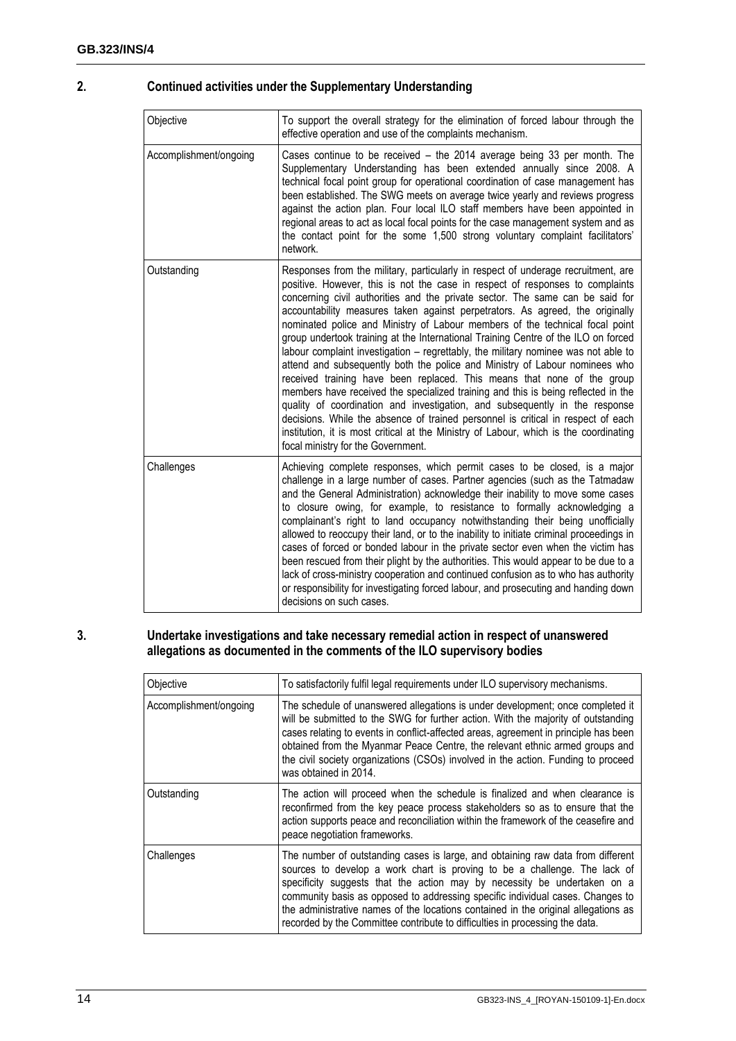## 2. Continued activities under the Supplementary Understanding

| | |
|---|---|
| Objective | To support the overall strategy for the elimination of forced labour through the effective operation and use of the complaints mechanism. |
| Accomplishment/ongoing | Cases continue to be received – the 2014 average being 33 per month. The Supplementary Understanding has been extended annually since 2008. A technical focal point group for operational coordination of case management has been established. The SWG meets on average twice yearly and reviews progress against the action plan. Four local ILO staff members have been appointed in regional areas to act as local focal points for the case management system and as the contact point for the some 1,500 strong voluntary complaint facilitators' network. |
| Outstanding | Responses from the military, particularly in respect of underage recruitment, are positive. However, this is not the case in respect of responses to complaints concerning civil authorities and the private sector. The same can be said for accountability measures taken against perpetrators. As agreed, the originally nominated police and Ministry of Labour members of the technical focal point group undertook training at the International Training Centre of the ILO on forced labour complaint investigation – regrettably, the military nominee was not able to attend and subsequently both the police and Ministry of Labour nominees who received training have been replaced. This means that none of the group members have received the specialized training and this is being reflected in the quality of coordination and investigation, and subsequently in the response decisions. While the absence of trained personnel is critical in respect of each institution, it is most critical at the Ministry of Labour, which is the coordinating focal ministry for the Government. |
| Challenges | Achieving complete responses, which permit cases to be closed, is a major challenge in a large number of cases. Partner agencies (such as the Tatmadaw and the General Administration) acknowledge their inability to move some cases to closure owing, for example, to resistance to formally acknowledging a complainant's right to land occupancy notwithstanding their being unofficially allowed to reoccupy their land, or to the inability to initiate criminal proceedings in cases of forced or bonded labour in the private sector even when the victim has been rescued from their plight by the authorities. This would appear to be due to a lack of cross-ministry cooperation and continued confusion as to who has authority or responsibility for investigating forced labour, and prosecuting and handing down decisions on such cases. |

## 3. Undertake investigations and take necessary remedial action in respect of unanswered allegations as documented in the comments of the ILO supervisory bodies

| | |
|---|---|
| Objective | To satisfactorily fulfil legal requirements under ILO supervisory mechanisms. |
| Accomplishment/ongoing | The schedule of unanswered allegations is under development; once completed it will be submitted to the SWG for further action. With the majority of outstanding cases relating to events in conflict-affected areas, agreement in principle has been obtained from the Myanmar Peace Centre, the relevant ethnic armed groups and the civil society organizations (CSOs) involved in the action. Funding to proceed was obtained in 2014. |
| Outstanding | The action will proceed when the schedule is finalized and when clearance is reconfirmed from the key peace process stakeholders so as to ensure that the action supports peace and reconciliation within the framework of the ceasefire and peace negotiation frameworks. |
| Challenges | The number of outstanding cases is large, and obtaining raw data from different sources to develop a work chart is proving to be a challenge. The lack of specificity suggests that the action may by necessity be undertaken on a community basis as opposed to addressing specific individual cases. Changes to the administrative names of the locations contained in the original allegations as recorded by the Committee contribute to difficulties in processing the data. |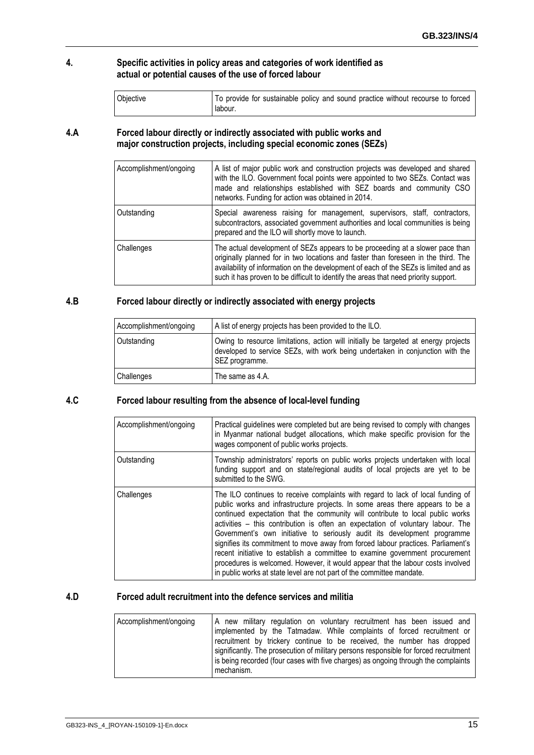## 4. Specific activities in policy areas and categories of work identified as actual or potential causes of the use of forced labour

| | |
|---|---|
| Objective | To provide for sustainable policy and sound practice without recourse to forced labour. |

### 4.A Forced labour directly or indirectly associated with public works and major construction projects, including special economic zones (SEZs)

| | |
|---|---|
| Accomplishment/ongoing | A list of major public work and construction projects was developed and shared with the ILO. Government focal points were appointed to two SEZs. Contact was made and relationships established with SEZ boards and community CSO networks. Funding for action was obtained in 2014. |
| Outstanding | Special awareness raising for management, supervisors, staff, contractors, subcontractors, associated government authorities and local communities is being prepared and the ILO will shortly move to launch. |
| Challenges | The actual development of SEZs appears to be proceeding at a slower pace than originally planned for in two locations and faster than foreseen in the third. The availability of information on the development of each of the SEZs is limited and as such it has proven to be difficult to identify the areas that need priority support. |

### 4.B Forced labour directly or indirectly associated with energy projects

| | |
|---|---|
| Accomplishment/ongoing | A list of energy projects has been provided to the ILO. |
| Outstanding | Owing to resource limitations, action will initially be targeted at energy projects developed to service SEZs, with work being undertaken in conjunction with the SEZ programme. |
| Challenges | The same as 4.A. |

### 4.C Forced labour resulting from the absence of local-level funding

| | |
|---|---|
| Accomplishment/ongoing | Practical guidelines were completed but are being revised to comply with changes in Myanmar national budget allocations, which make specific provision for the wages component of public works projects. |
| Outstanding | Township administrators' reports on public works projects undertaken with local funding support and on state/regional audits of local projects are yet to be submitted to the SWG. |
| Challenges | The ILO continues to receive complaints with regard to lack of local funding of public works and infrastructure projects. In some areas there appears to be a continued expectation that the community will contribute to local public works activities – this contribution is often an expectation of voluntary labour. The Government's own initiative to seriously audit its development programme signifies its commitment to move away from forced labour practices. Parliament's recent initiative to establish a committee to examine government procurement procedures is welcomed. However, it would appear that the labour costs involved in public works at state level are not part of the committee mandate. |

### 4.D Forced adult recruitment into the defence services and militia

| | |
|---|---|
| Accomplishment/ongoing | A new military regulation on voluntary recruitment has been issued and implemented by the Tatmadaw. While complaints of forced recruitment or recruitment by trickery continue to be received, the number has dropped significantly. The prosecution of military persons responsible for forced recruitment is being recorded (four cases with five charges) as ongoing through the complaints mechanism. |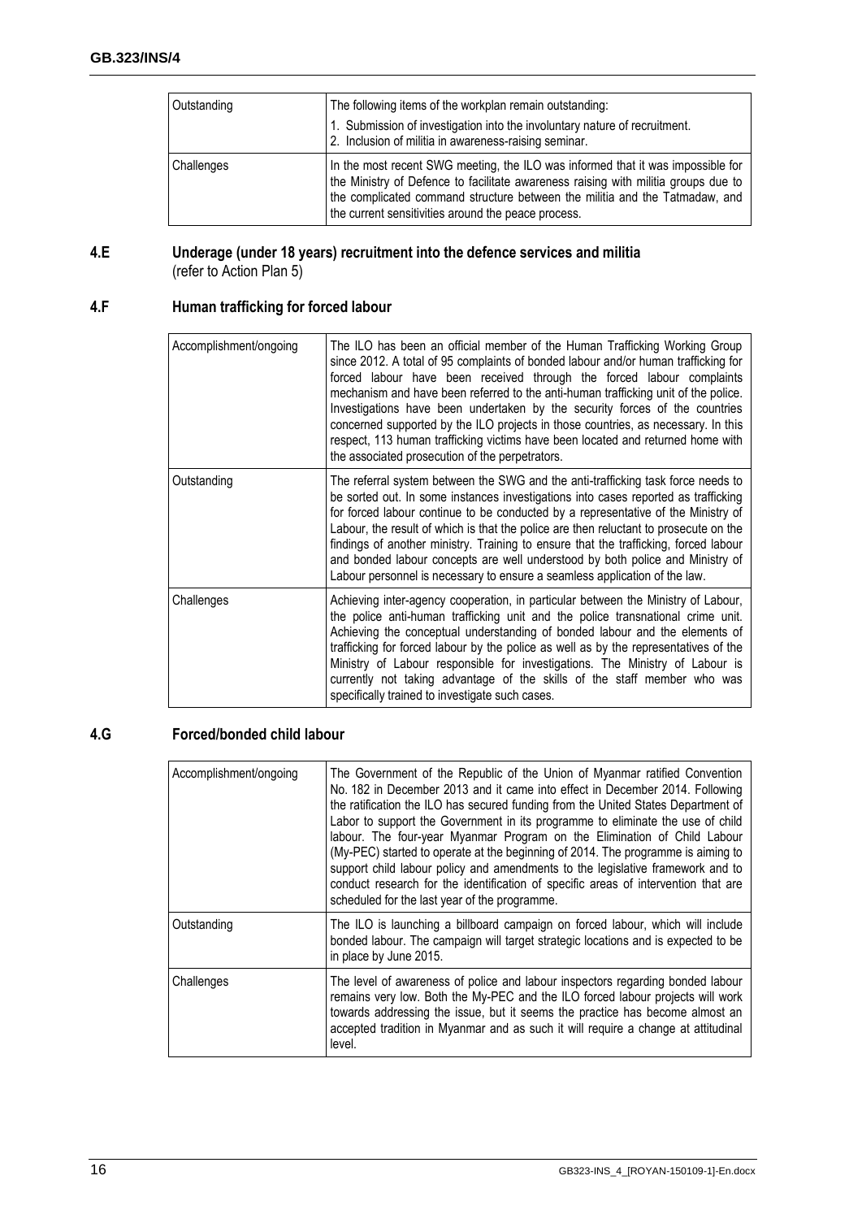| | |
|---|---|
| Outstanding | The following items of the workplan remain outstanding:<br>1. Submission of investigation into the involuntary nature of recruitment.<br>2. Inclusion of militia in awareness-raising seminar. |
| Challenges | In the most recent SWG meeting, the ILO was informed that it was impossible for the Ministry of Defence to facilitate awareness raising with militia groups due to the complicated command structure between the militia and the Tatmadaw, and the current sensitivities around the peace process. |

### 4.E Underage (under 18 years) recruitment into the defence services and militia

(refer to Action Plan 5)

### 4.F Human trafficking for forced labour

| | |
|---|---|
| Accomplishment/ongoing | The ILO has been an official member of the Human Trafficking Working Group since 2012. A total of 95 complaints of bonded labour and/or human trafficking for forced labour have been received through the forced labour complaints mechanism and have been referred to the anti-human trafficking unit of the police. Investigations have been undertaken by the security forces of the countries concerned supported by the ILO projects in those countries, as necessary. In this respect, 113 human trafficking victims have been located and returned home with the associated prosecution of the perpetrators. |
| Outstanding | The referral system between the SWG and the anti-trafficking task force needs to be sorted out. In some instances investigations into cases reported as trafficking for forced labour continue to be conducted by a representative of the Ministry of Labour, the result of which is that the police are then reluctant to prosecute on the findings of another ministry. Training to ensure that the trafficking, forced labour and bonded labour concepts are well understood by both police and Ministry of Labour personnel is necessary to ensure a seamless application of the law. |
| Challenges | Achieving inter-agency cooperation, in particular between the Ministry of Labour, the police anti-human trafficking unit and the police transnational crime unit. Achieving the conceptual understanding of bonded labour and the elements of trafficking for forced labour by the police as well as by the representatives of the Ministry of Labour responsible for investigations. The Ministry of Labour is currently not taking advantage of the skills of the staff member who was specifically trained to investigate such cases. |

### 4.G Forced/bonded child labour

| | |
|---|---|
| Accomplishment/ongoing | The Government of the Republic of the Union of Myanmar ratified Convention No. 182 in December 2013 and it came into effect in December 2014. Following the ratification the ILO has secured funding from the United States Department of Labor to support the Government in its programme to eliminate the use of child labour. The four-year Myanmar Program on the Elimination of Child Labour (My-PEC) started to operate at the beginning of 2014. The programme is aiming to support child labour policy and amendments to the legislative framework and to conduct research for the identification of specific areas of intervention that are scheduled for the last year of the programme. |
| Outstanding | The ILO is launching a billboard campaign on forced labour, which will include bonded labour. The campaign will target strategic locations and is expected to be in place by June 2015. |
| Challenges | The level of awareness of police and labour inspectors regarding bonded labour remains very low. Both the My-PEC and the ILO forced labour projects will work towards addressing the issue, but it seems the practice has become almost an accepted tradition in Myanmar and as such it will require a change at attitudinal level. |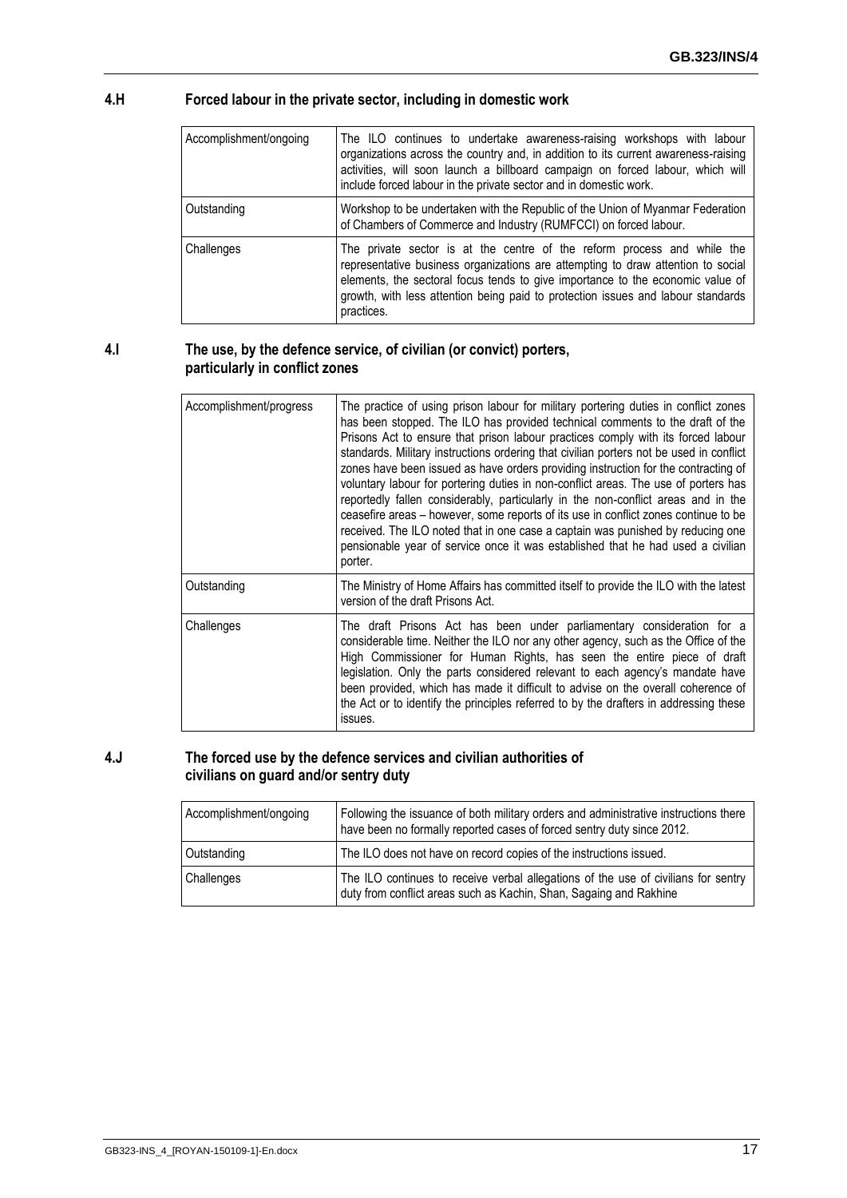### 4.H Forced labour in the private sector, including in domestic work

| | |
|---|---|
| Accomplishment/ongoing | The ILO continues to undertake awareness-raising workshops with labour organizations across the country and, in addition to its current awareness-raising activities, will soon launch a billboard campaign on forced labour, which will include forced labour in the private sector and in domestic work. |
| Outstanding | Workshop to be undertaken with the Republic of the Union of Myanmar Federation of Chambers of Commerce and Industry (RUMFCCI) on forced labour. |
| Challenges | The private sector is at the centre of the reform process and while the representative business organizations are attempting to draw attention to social elements, the sectoral focus tends to give importance to the economic value of growth, with less attention being paid to protection issues and labour standards practices. |

### 4.I The use, by the defence service, of civilian (or convict) porters, particularly in conflict zones

| | |
|---|---|
| Accomplishment/progress | The practice of using prison labour for military portering duties in conflict zones has been stopped. The ILO has provided technical comments to the draft of the Prisons Act to ensure that prison labour practices comply with its forced labour standards. Military instructions ordering that civilian porters not be used in conflict zones have been issued as have orders providing instruction for the contracting of voluntary labour for portering duties in non-conflict areas. The use of porters has reportedly fallen considerably, particularly in the non-conflict areas and in the ceasefire areas – however, some reports of its use in conflict zones continue to be received. The ILO noted that in one case a captain was punished by reducing one pensionable year of service once it was established that he had used a civilian porter. |
| Outstanding | The Ministry of Home Affairs has committed itself to provide the ILO with the latest version of the draft Prisons Act. |
| Challenges | The draft Prisons Act has been under parliamentary consideration for a considerable time. Neither the ILO nor any other agency, such as the Office of the High Commissioner for Human Rights, has seen the entire piece of draft legislation. Only the parts considered relevant to each agency's mandate have been provided, which has made it difficult to advise on the overall coherence of the Act or to identify the principles referred to by the drafters in addressing these issues. |

### 4.J The forced use by the defence services and civilian authorities of civilians on guard and/or sentry duty

| | |
|---|---|
| Accomplishment/ongoing | Following the issuance of both military orders and administrative instructions there have been no formally reported cases of forced sentry duty since 2012. |
| Outstanding | The ILO does not have on record copies of the instructions issued. |
| Challenges | The ILO continues to receive verbal allegations of the use of civilians for sentry duty from conflict areas such as Kachin, Shan, Sagaing and Rakhine |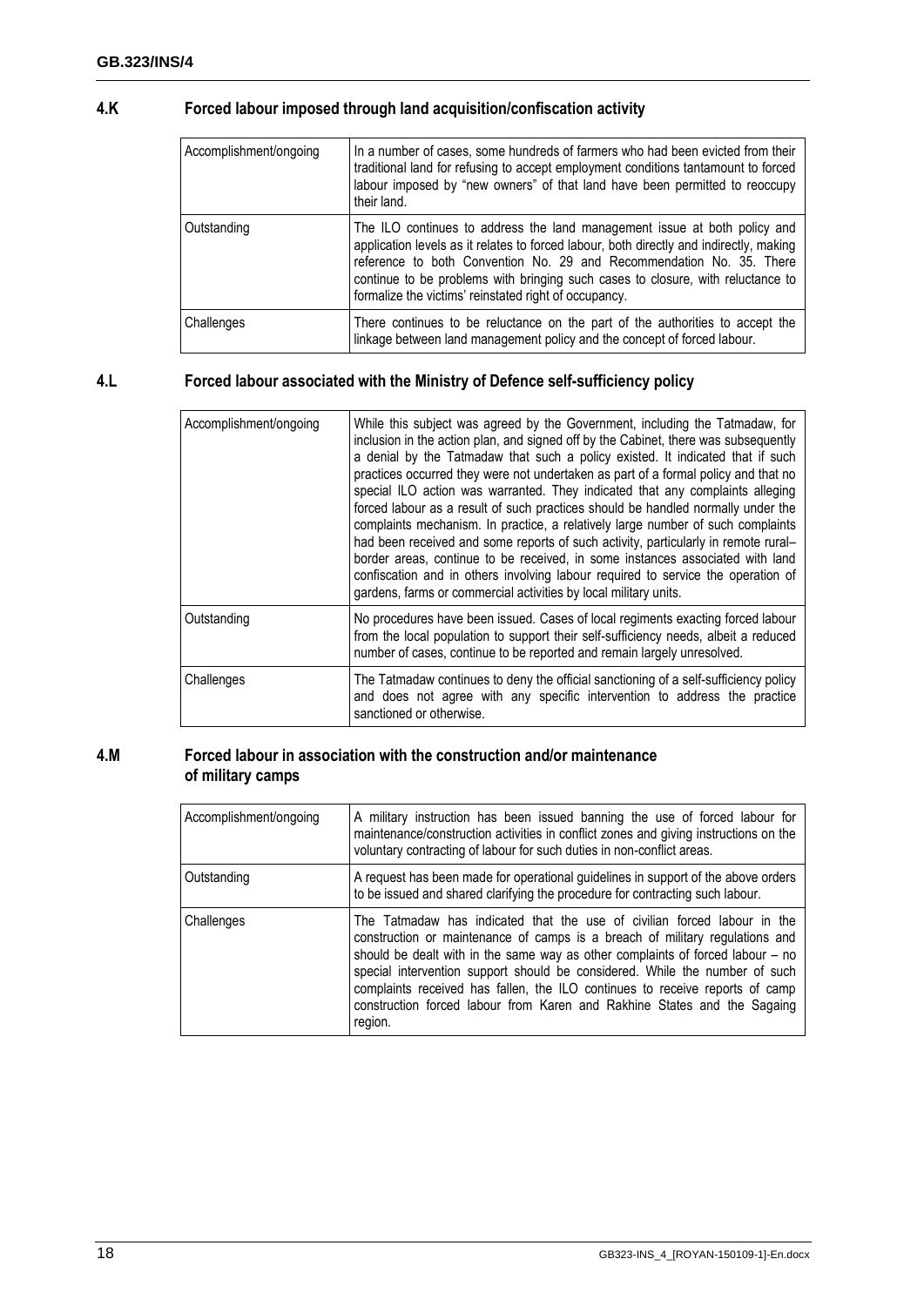### 4.K Forced labour imposed through land acquisition/confiscation activity

| | |
|---|---|
| Accomplishment/ongoing | In a number of cases, some hundreds of farmers who had been evicted from their traditional land for refusing to accept employment conditions tantamount to forced labour imposed by "new owners" of that land have been permitted to reoccupy their land. |
| Outstanding | The ILO continues to address the land management issue at both policy and application levels as it relates to forced labour, both directly and indirectly, making reference to both Convention No. 29 and Recommendation No. 35. There continue to be problems with bringing such cases to closure, with reluctance to formalize the victims' reinstated right of occupancy. |
| Challenges | There continues to be reluctance on the part of the authorities to accept the linkage between land management policy and the concept of forced labour. |

### 4.L Forced labour associated with the Ministry of Defence self-sufficiency policy

| | |
|---|---|
| Accomplishment/ongoing | While this subject was agreed by the Government, including the Tatmadaw, for inclusion in the action plan, and signed off by the Cabinet, there was subsequently a denial by the Tatmadaw that such a policy existed. It indicated that if such practices occurred they were not undertaken as part of a formal policy and that no special ILO action was warranted. They indicated that any complaints alleging forced labour as a result of such practices should be handled normally under the complaints mechanism. In practice, a relatively large number of such complaints had been received and some reports of such activity, particularly in remote rural–border areas, continue to be received, in some instances associated with land confiscation and in others involving labour required to service the operation of gardens, farms or commercial activities by local military units. |
| Outstanding | No procedures have been issued. Cases of local regiments exacting forced labour from the local population to support their self-sufficiency needs, albeit a reduced number of cases, continue to be reported and remain largely unresolved. |
| Challenges | The Tatmadaw continues to deny the official sanctioning of a self-sufficiency policy and does not agree with any specific intervention to address the practice sanctioned or otherwise. |

### 4.M Forced labour in association with the construction and/or maintenance of military camps

| | |
|---|---|
| Accomplishment/ongoing | A military instruction has been issued banning the use of forced labour for maintenance/construction activities in conflict zones and giving instructions on the voluntary contracting of labour for such duties in non-conflict areas. |
| Outstanding | A request has been made for operational guidelines in support of the above orders to be issued and shared clarifying the procedure for contracting such labour. |
| Challenges | The Tatmadaw has indicated that the use of civilian forced labour in the construction or maintenance of camps is a breach of military regulations and should be dealt with in the same way as other complaints of forced labour – no special intervention support should be considered. While the number of such complaints received has fallen, the ILO continues to receive reports of camp construction forced labour from Karen and Rakhine States and the Sagaing region. |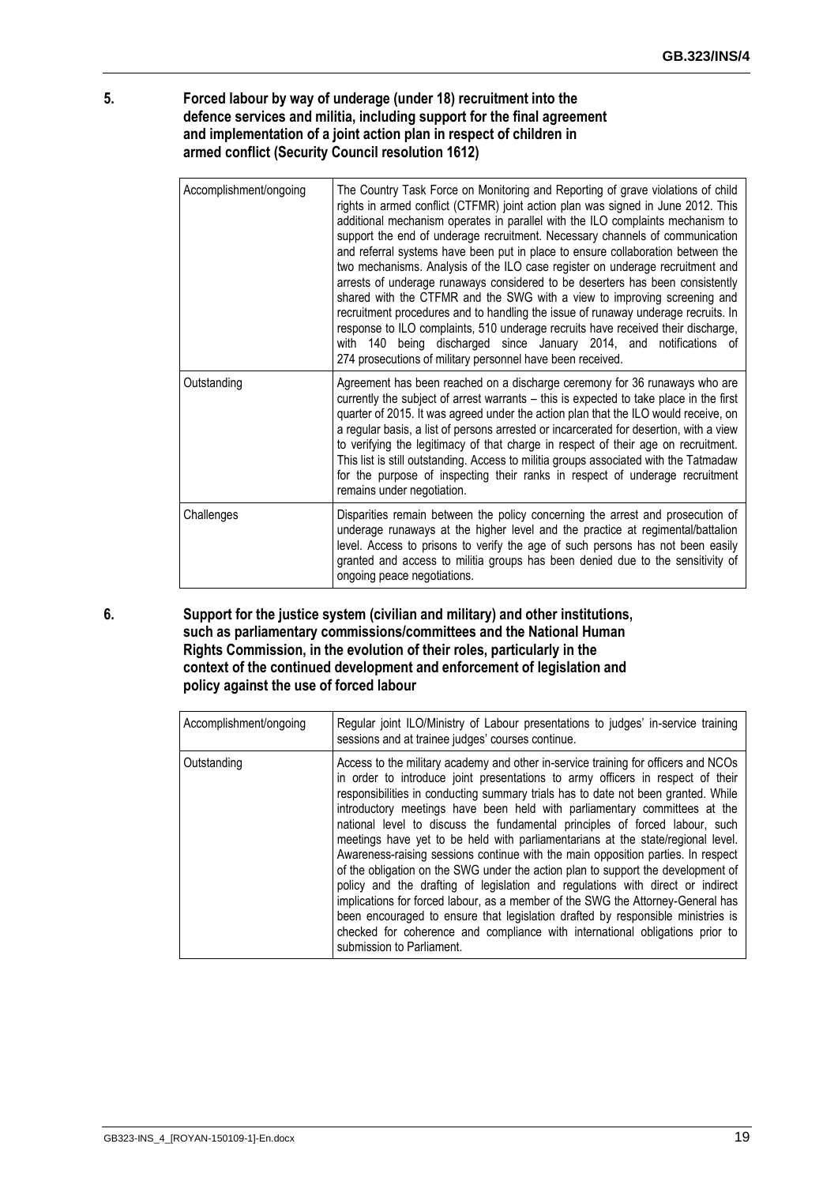## 5. Forced labour by way of underage (under 18) recruitment into the defence services and militia, including support for the final agreement and implementation of a joint action plan in respect of children in armed conflict (Security Council resolution 1612)

| | |
|---|---|
| Accomplishment/ongoing | The Country Task Force on Monitoring and Reporting of grave violations of child rights in armed conflict (CTFMR) joint action plan was signed in June 2012. This additional mechanism operates in parallel with the ILO complaints mechanism to support the end of underage recruitment. Necessary channels of communication and referral systems have been put in place to ensure collaboration between the two mechanisms. Analysis of the ILO case register on underage recruitment and arrests of underage runaways considered to be deserters has been consistently shared with the CTFMR and the SWG with a view to improving screening and recruitment procedures and to handling the issue of runaway underage recruits. In response to ILO complaints, 510 underage recruits have received their discharge, with 140 being discharged since January 2014, and notifications of 274 prosecutions of military personnel have been received. |
| Outstanding | Agreement has been reached on a discharge ceremony for 36 runaways who are currently the subject of arrest warrants – this is expected to take place in the first quarter of 2015. It was agreed under the action plan that the ILO would receive, on a regular basis, a list of persons arrested or incarcerated for desertion, with a view to verifying the legitimacy of that charge in respect of their age on recruitment. This list is still outstanding. Access to militia groups associated with the Tatmadaw for the purpose of inspecting their ranks in respect of underage recruitment remains under negotiation. |
| Challenges | Disparities remain between the policy concerning the arrest and prosecution of underage runaways at the higher level and the practice at regimental/battalion level. Access to prisons to verify the age of such persons has not been easily granted and access to militia groups has been denied due to the sensitivity of ongoing peace negotiations. |

## 6. Support for the justice system (civilian and military) and other institutions, such as parliamentary commissions/committees and the National Human Rights Commission, in the evolution of their roles, particularly in the context of the continued development and enforcement of legislation and policy against the use of forced labour

| | |
|---|---|
| Accomplishment/ongoing | Regular joint ILO/Ministry of Labour presentations to judges' in-service training sessions and at trainee judges' courses continue. |
| Outstanding | Access to the military academy and other in-service training for officers and NCOs in order to introduce joint presentations to army officers in respect of their responsibilities in conducting summary trials has to date not been granted. While introductory meetings have been held with parliamentary committees at the national level to discuss the fundamental principles of forced labour, such meetings have yet to be held with parliamentarians at the state/regional level. Awareness-raising sessions continue with the main opposition parties. In respect of the obligation on the SWG under the action plan to support the development of policy and the drafting of legislation and regulations with direct or indirect implications for forced labour, as a member of the SWG the Attorney-General has been encouraged to ensure that legislation drafted by responsible ministries is checked for coherence and compliance with international obligations prior to submission to Parliament. |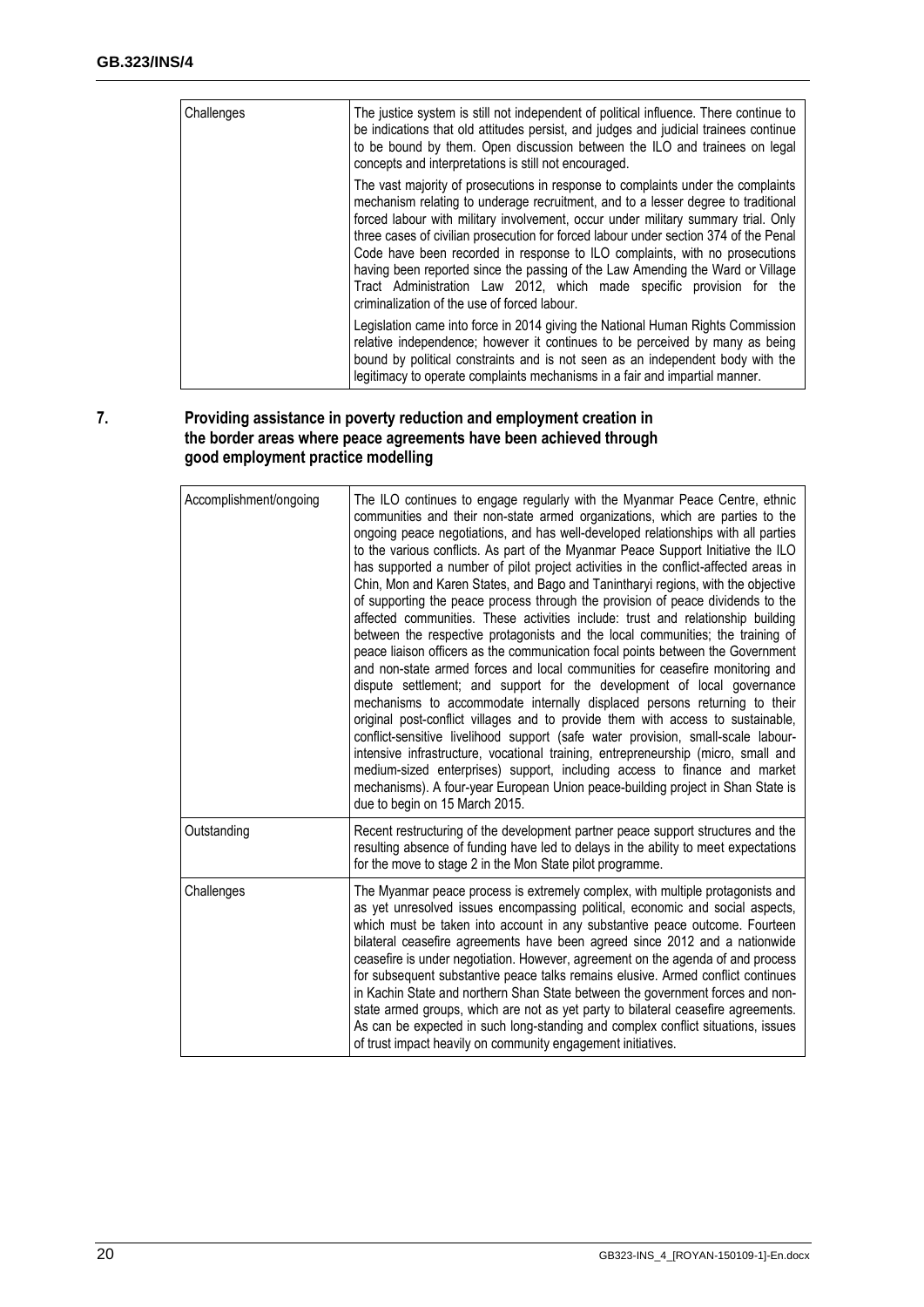| | |
|---|---|
| Challenges | The justice system is still not independent of political influence. There continue to be indications that old attitudes persist, and judges and judicial trainees continue to be bound by them. Open discussion between the ILO and trainees on legal concepts and interpretations is still not encouraged.<br><br>The vast majority of prosecutions in response to complaints under the complaints mechanism relating to underage recruitment, and to a lesser degree to traditional forced labour with military involvement, occur under military summary trial. Only three cases of civilian prosecution for forced labour under section 374 of the Penal Code have been recorded in response to ILO complaints, with no prosecutions having been reported since the passing of the Law Amending the Ward or Village Tract Administration Law 2012, which made specific provision for the criminalization of the use of forced labour.<br><br>Legislation came into force in 2014 giving the National Human Rights Commission relative independence; however it continues to be perceived by many as being bound by political constraints and is not seen as an independent body with the legitimacy to operate complaints mechanisms in a fair and impartial manner. |

## 7. Providing assistance in poverty reduction and employment creation in the border areas where peace agreements have been achieved through good employment practice modelling

| | |
|---|---|
| Accomplishment/ongoing | The ILO continues to engage regularly with the Myanmar Peace Centre, ethnic communities and their non-state armed organizations, which are parties to the ongoing peace negotiations, and has well-developed relationships with all parties to the various conflicts. As part of the Myanmar Peace Support Initiative the ILO has supported a number of pilot project activities in the conflict-affected areas in Chin, Mon and Karen States, and Bago and Tanintharyi regions, with the objective of supporting the peace process through the provision of peace dividends to the affected communities. These activities include: trust and relationship building between the respective protagonists and the local communities; the training of peace liaison officers as the communication focal points between the Government and non-state armed forces and local communities for ceasefire monitoring and dispute settlement; and support for the development of local governance mechanisms to accommodate internally displaced persons returning to their original post-conflict villages and to provide them with access to sustainable, conflict-sensitive livelihood support (safe water provision, small-scale labour-intensive infrastructure, vocational training, entrepreneurship (micro, small and medium-sized enterprises) support, including access to finance and market mechanisms). A four-year European Union peace-building project in Shan State is due to begin on 15 March 2015. |
| Outstanding | Recent restructuring of the development partner peace support structures and the resulting absence of funding have led to delays in the ability to meet expectations for the move to stage 2 in the Mon State pilot programme. |
| Challenges | The Myanmar peace process is extremely complex, with multiple protagonists and as yet unresolved issues encompassing political, economic and social aspects, which must be taken into account in any substantive peace outcome. Fourteen bilateral ceasefire agreements have been agreed since 2012 and a nationwide ceasefire is under negotiation. However, agreement on the agenda of and process for subsequent substantive peace talks remains elusive. Armed conflict continues in Kachin State and northern Shan State between the government forces and non-state armed groups, which are not as yet party to bilateral ceasefire agreements. As can be expected in such long-standing and complex conflict situations, issues of trust impact heavily on community engagement initiatives. |